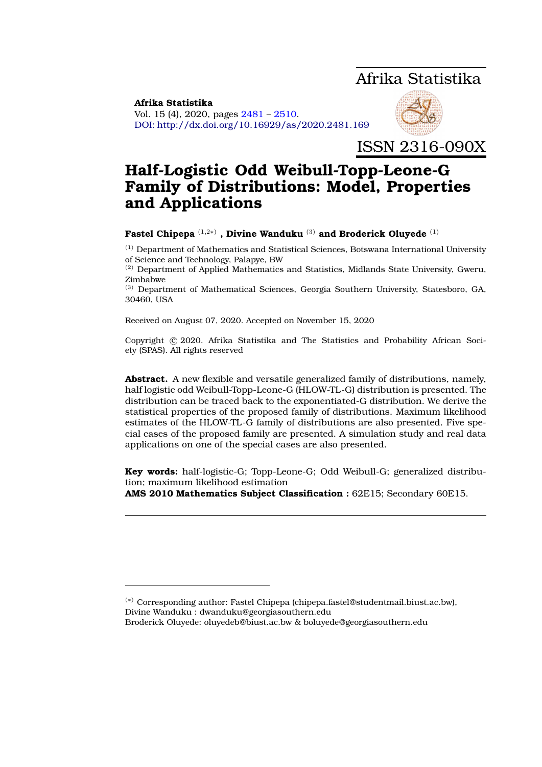Afrika Statistika

**Afrika Statistika**
Vol. 15 (4), 2020, pages 2481 – 2510.
DOI: http://dx.doi.org/10.16929/as/2020.2481.169

ISSN 2316-090X

# Half-Logistic Odd Weibull-Topp-Leone-G Family of Distributions: Model, Properties and Applications

**Fastel Chipepa** [1,2*] **, Divine Wanduku** [3] **and Broderick Oluyede** [1]

[1] Department of Mathematics and Statistical Sciences, Botswana International University of Science and Technology, Palapye, BW
[2] Department of Applied Mathematics and Statistics, Midlands State University, Gweru, Zimbabwe
[3] Department of Mathematical Sciences, Georgia Southern University, Statesboro, GA, 30460, USA

Received on August 07, 2020. Accepted on November 15, 2020

Copyright © 2020. Afrika Statistika and The Statistics and Probability African Society (SPAS). All rights reserved

**Abstract.** A new flexible and versatile generalized family of distributions, namely, half logistic odd Weibull-Topp-Leone-G (HLOW-TL-G) distribution is presented. The distribution can be traced back to the exponentiated-G distribution. We derive the statistical properties of the proposed family of distributions. Maximum likelihood estimates of the HLOW-TL-G family of distributions are also presented. Five special cases of the proposed family are presented. A simulation study and real data applications on one of the special cases are also presented.

**Key words:** half-logistic-G; Topp-Leone-G; Odd Weibull-G; generalized distribution; maximum likelihood estimation
**AMS 2010 Mathematics Subject Classification :** 62E15; Secondary 60E15.

---

[*] Corresponding author: Fastel Chipepa (chipepa.fastel@studentmail.biust.ac.bw),
Divine Wanduku : dwanduku@georgiasouthern.edu
Broderick Oluyede: oluyedeb@biust.ac.bw & boluyede@georgiasouthern.edu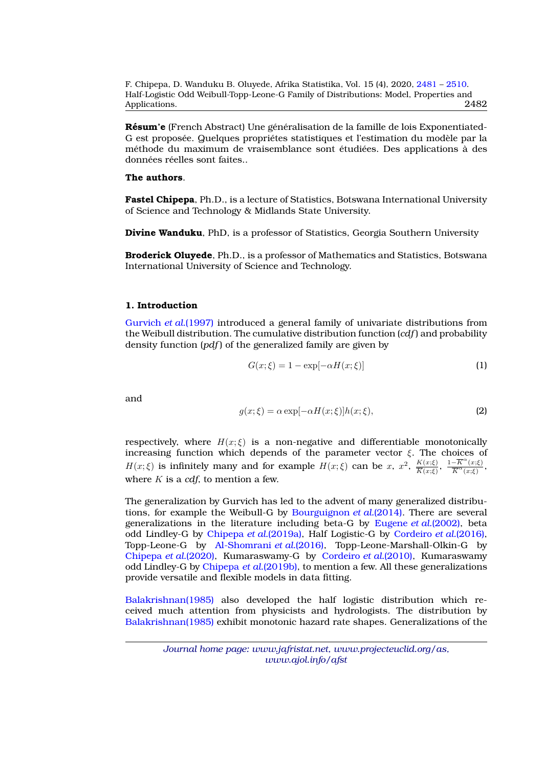**Résum'e** (French Abstract) Une généralisation de la famille de lois Exponentiated-G est proposée. Quelques propriétes statistiques et l'estimation du modèle par la méthode du maximum de vraisemblance sont étudiées. Des applications à des données réelles sont faites..

**The authors**.

**Fastel Chipepa**, Ph.D., is a lecture of Statistics, Botswana International University of Science and Technology & Midlands State University.

**Divine Wanduku**, PhD, is a professor of Statistics, Georgia Southern University

**Broderick Oluyede**, Ph.D., is a professor of Mathematics and Statistics, Botswana International University of Science and Technology.

## 1. Introduction

Gurvich *et al.*(1997) introduced a general family of univariate distributions from the Weibull distribution. The cumulative distribution function (*cdf*) and probability density function (*pdf*) of the generalized family are given by

$$G(x;\xi) = 1 - \exp[-\alpha H(x;\xi)] \tag{1}$$

and

$$g(x;\xi) = \alpha \exp[-\alpha H(x;\xi)]h(x;\xi), \tag{2}$$

respectively, where $H(x;\xi)$ is a non-negative and differentiable monotonically increasing function which depends of the parameter vector $\xi$. The choices of $H(x;\xi)$ is infinitely many and for example $H(x;\xi)$ can be $x$, $x^2$, $\frac{K(x;\xi)}{\overline{K}(x;\xi)}$, $\frac{1-\overline{K}^{\alpha}(x;\xi)}{\overline{K}^{\alpha}(x;\xi)}$, where $K$ is a *cdf*, to mention a few.

The generalization by Gurvich has led to the advent of many generalized distributions, for example the Weibull-G by Bourguignon *et al.*(2014). There are several generalizations in the literature including beta-G by Eugene *et al.*(2002), beta odd Lindley-G by Chipepa *et al.*(2019a), Half Logistic-G by Cordeiro *et al.*(2016), Topp-Leone-G by Al-Shomrani *et al.*(2016), Topp-Leone-Marshall-Olkin-G by Chipepa *et al.*(2020), Kumaraswamy-G by Cordeiro *et al.*(2010), Kumaraswamy odd Lindley-G by Chipepa *et al.*(2019b), to mention a few. All these generalizations provide versatile and flexible models in data fitting.

Balakrishnan(1985) also developed the half logistic distribution which received much attention from physicists and hydrologists. The distribution by Balakrishnan(1985) exhibit monotonic hazard rate shapes. Generalizations of the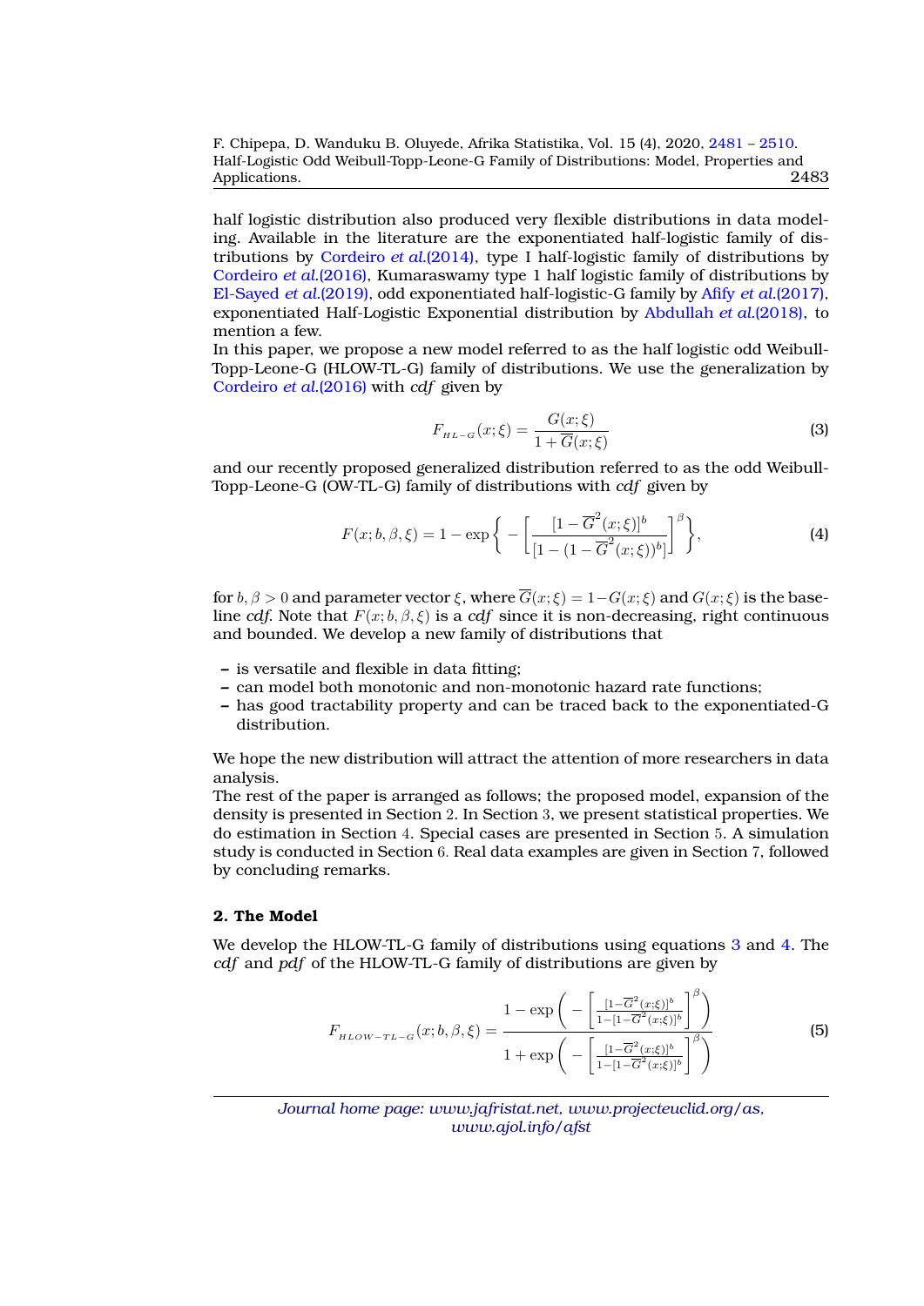half logistic distribution also produced very flexible distributions in data modeling. Available in the literature are the exponentiated half-logistic family of distributions by Cordeiro *et al.*(2014), type I half-logistic family of distributions by Cordeiro *et al.*(2016), Kumaraswamy type 1 half logistic family of distributions by El-Sayed *et al.*(2019), odd exponentiated half-logistic-G family by Afify *et al.*(2017), exponentiated Half-Logistic Exponential distribution by Abdullah *et al.*(2018), to mention a few.
In this paper, we propose a new model referred to as the half logistic odd Weibull-Topp-Leone-G (HLOW-TL-G) family of distributions. We use the generalization by Cordeiro *et al.*(2016) with *cdf* given by

$$F_{HL-G}(x;\xi) = \frac{G(x;\xi)}{1+\overline{G}(x;\xi)} \tag{3}$$

and our recently proposed generalized distribution referred to as the odd Weibull-Topp-Leone-G (OW-TL-G) family of distributions with *cdf* given by

$$F(x;b,\beta,\xi) = 1 - \exp\left\{ -\left[\frac{[1-\overline{G}^2(x;\xi)]^b}{[1-(1-\overline{G}^2(x;\xi))^b]}\right]^{\beta}\right\}, \tag{4}$$

for $b, \beta > 0$ and parameter vector $\xi$, where $\overline{G}(x;\xi) = 1-G(x;\xi)$ and $G(x;\xi)$ is the baseline *cdf*. Note that $F(x;b,\beta,\xi)$ is a *cdf* since it is non-decreasing, right continuous and bounded. We develop a new family of distributions that

- is versatile and flexible in data fitting;
- can model both monotonic and non-monotonic hazard rate functions;
- has good tractability property and can be traced back to the exponentiated-G distribution.

We hope the new distribution will attract the attention of more researchers in data analysis.
The rest of the paper is arranged as follows; the proposed model, expansion of the density is presented in Section 2. In Section 3, we present statistical properties. We do estimation in Section 4. Special cases are presented in Section 5. A simulation study is conducted in Section 6. Real data examples are given in Section 7, followed by concluding remarks.

## 2. The Model

We develop the HLOW-TL-G family of distributions using equations 3 and 4. The *cdf* and *pdf* of the HLOW-TL-G family of distributions are given by

$$F_{HLOW-TL-G}(x;b,\beta,\xi) = \frac{1-\exp\left(-\left[\frac{[1-\overline{G}^2(x;\xi)]^b}{1-[1-\overline{G}^2(x;\xi)]^b}\right]^{\beta}\right)}{1+\exp\left(-\left[\frac{[1-\overline{G}^2(x;\xi)]^b}{1-[1-\overline{G}^2(x;\xi)]^b}\right]^{\beta}\right)} \tag{5}$$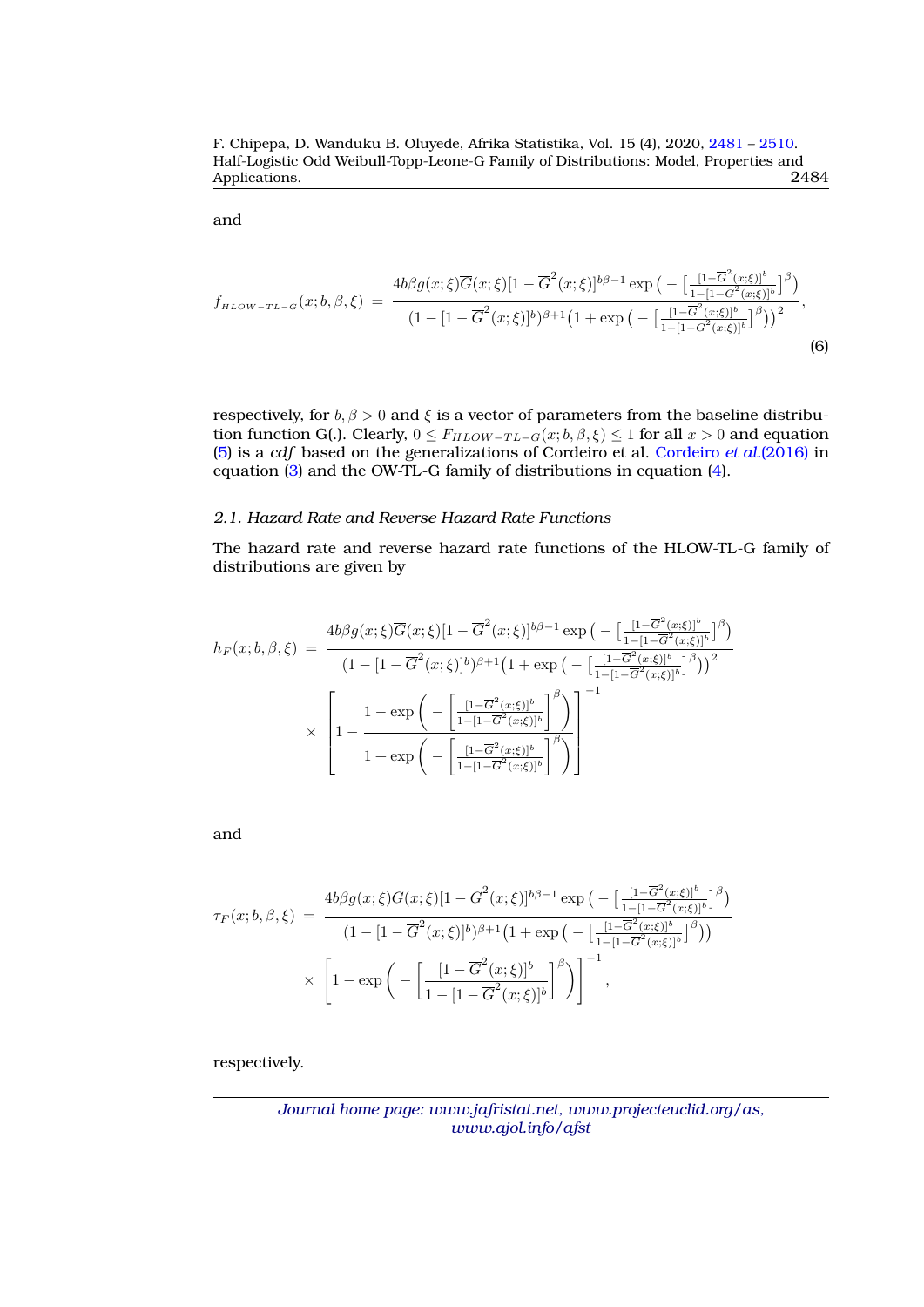and

$$f_{_{HLOW-TL-G}}(x;b,\beta,\xi) \;=\; \frac{4b\beta g(x;\xi)\overline{G}(x;\xi)[1-\overline{G}^2(x;\xi)]^{b\beta-1}\exp\big(-\big[\frac{[1-\overline{G}^2(x;\xi)]^b}{1-[1-\overline{G}^2(x;\xi)]^b}\big]^\beta\big)}{(1-[1-\overline{G}^2(x;\xi)]^b)^{\beta+1}\big(1+\exp\big(-\big[\frac{[1-\overline{G}^2(x;\xi)]^b}{1-[1-\overline{G}^2(x;\xi)]^b}\big]^\beta\big)\big)^2}, \tag{6}$$

respectively, for $b,\beta>0$ and $\xi$ is a vector of parameters from the baseline distribution function G(.). Clearly, $0\leq F_{HLOW-TL-G}(x;b,\beta,\xi)\leq 1$ for all $x>0$ and equation (5) is a *cdf* based on the generalizations of Cordeiro et al. Cordeiro *et al.*(2016) in equation (3) and the OW-TL-G family of distributions in equation (4).

### *2.1. Hazard Rate and Reverse Hazard Rate Functions*

The hazard rate and reverse hazard rate functions of the HLOW-TL-G family of distributions are given by

$$\begin{aligned} h_F(x;b,\beta,\xi) \;&=\; \frac{4b\beta g(x;\xi)\overline{G}(x;\xi)[1-\overline{G}^2(x;\xi)]^{b\beta-1}\exp\big(-\big[\frac{[1-\overline{G}^2(x;\xi)]^b}{1-[1-\overline{G}^2(x;\xi)]^b}\big]^\beta\big)}{(1-[1-\overline{G}^2(x;\xi)]^b)^{\beta+1}\big(1+\exp\big(-\big[\frac{[1-\overline{G}^2(x;\xi)]^b}{1-[1-\overline{G}^2(x;\xi)]^b}\big]^\beta\big)\big)^2} \\ &\times \left[1-\frac{1-\exp\left(-\left[\frac{[1-\overline{G}^2(x;\xi)]^b}{1-[1-\overline{G}^2(x;\xi)]^b}\right]^\beta\right)}{1+\exp\left(-\left[\frac{[1-\overline{G}^2(x;\xi)]^b}{1-[1-\overline{G}^2(x;\xi)]^b}\right]^\beta\right)}\right]^{-1} \end{aligned}$$

and

$$\begin{aligned} \tau_F(x;b,\beta,\xi) \;&=\; \frac{4b\beta g(x;\xi)\overline{G}(x;\xi)[1-\overline{G}^2(x;\xi)]^{b\beta-1}\exp\big(-\big[\frac{[1-\overline{G}^2(x;\xi)]^b}{1-[1-\overline{G}^2(x;\xi)]^b}\big]^\beta\big)}{(1-[1-\overline{G}^2(x;\xi)]^b)^{\beta+1}\big(1+\exp\big(-\big[\frac{[1-\overline{G}^2(x;\xi)]^b}{1-[1-\overline{G}^2(x;\xi)]^b}\big]^\beta\big)\big)} \\ &\times \left[1-\exp\left(-\left[\frac{[1-\overline{G}^2(x;\xi)]^b}{1-[1-\overline{G}^2(x;\xi)]^b}\right]^\beta\right)\right]^{-1}, \end{aligned}$$

respectively.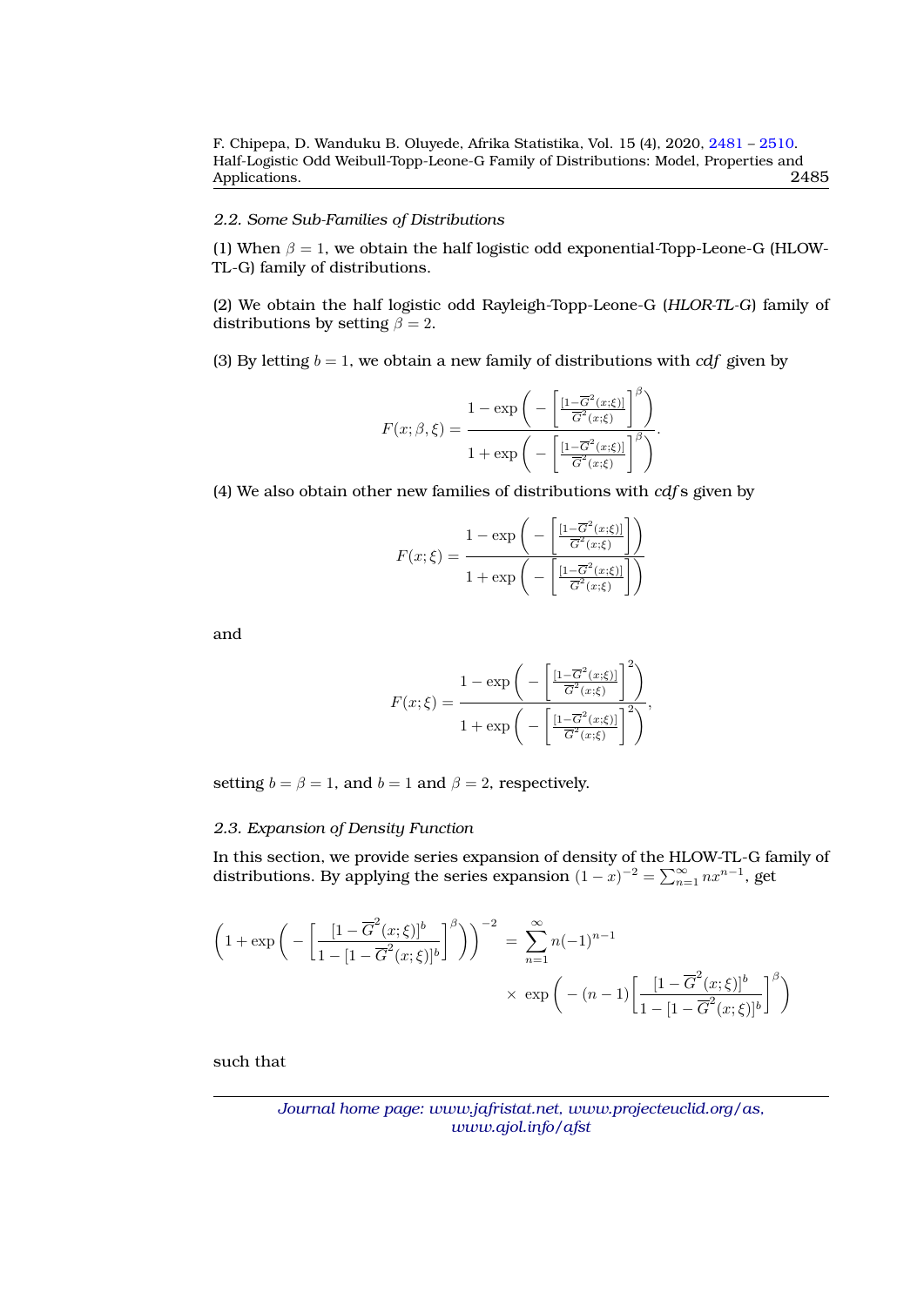### 2.2. Some Sub-Families of Distributions

(1) When $\beta = 1$, we obtain the half logistic odd exponential-Topp-Leone-G (HLOW-TL-G) family of distributions.

(2) We obtain the half logistic odd Rayleigh-Topp-Leone-G (*HLOR-TL-G*) family of distributions by setting $\beta = 2$.

(3) By letting $b = 1$, we obtain a new family of distributions with *cdf* given by

$$F(x;\beta,\xi) = \frac{1-\exp\left(-\left[\frac{[1-\overline{G}^2(x;\xi)]}{\overline{G}^2(x;\xi)}\right]^{\beta}\right)}{1+\exp\left(-\left[\frac{[1-\overline{G}^2(x;\xi)]}{\overline{G}^2(x;\xi)}\right]^{\beta}\right)}.$$

(4) We also obtain other new families of distributions with *cdf*s given by

$$F(x;\xi) = \frac{1-\exp\left(-\left[\frac{[1-\overline{G}^2(x;\xi)]}{\overline{G}^2(x;\xi)}\right]\right)}{1+\exp\left(-\left[\frac{[1-\overline{G}^2(x;\xi)]}{\overline{G}^2(x;\xi)}\right]\right)}$$

and

$$F(x;\xi) = \frac{1-\exp\left(-\left[\frac{[1-\overline{G}^2(x;\xi)]}{\overline{G}^2(x;\xi)}\right]^{2}\right)}{1+\exp\left(-\left[\frac{[1-\overline{G}^2(x;\xi)]}{\overline{G}^2(x;\xi)}\right]^{2}\right)},$$

setting $b = \beta = 1$, and $b = 1$ and $\beta = 2$, respectively.

### 2.3. Expansion of Density Function

In this section, we provide series expansion of density of the HLOW-TL-G family of distributions. By applying the series expansion $(1-x)^{-2} = \sum_{n=1}^{\infty} nx^{n-1}$, get

$$\left(1+\exp\left(-\left[\frac{[1-\overline{G}^2(x;\xi)]^b}{1-[1-\overline{G}^2(x;\xi)]^b}\right]^{\beta}\right)\right)^{-2} = \sum_{n=1}^{\infty} n(-1)^{n-1} \times \exp\left(-(n-1)\left[\frac{[1-\overline{G}^2(x;\xi)]^b}{1-[1-\overline{G}^2(x;\xi)]^b}\right]^{\beta}\right)$$

such that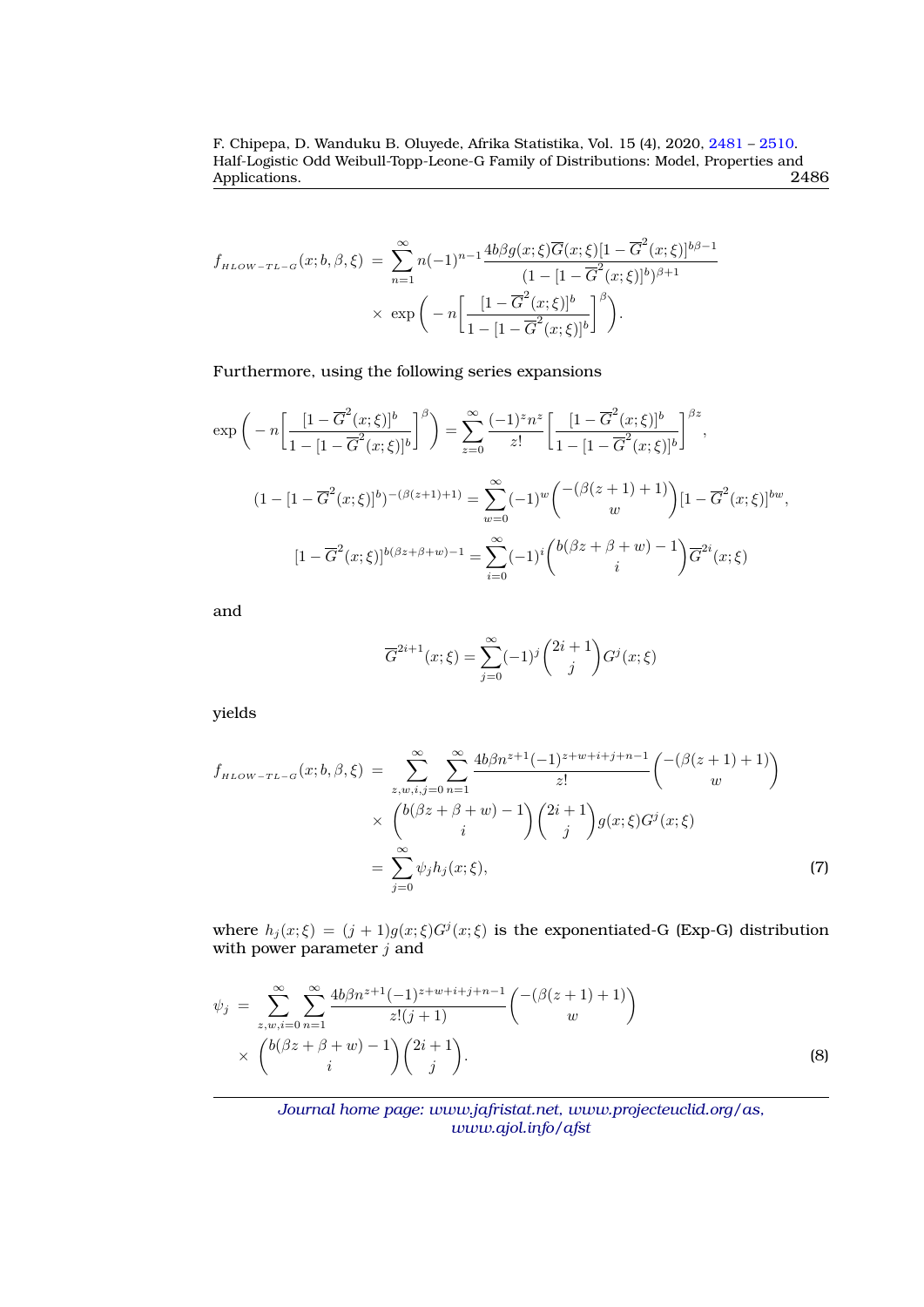$$f_{_{HLOW-TL-G}}(x;b,\beta,\xi) \;=\; \sum_{n=1}^{\infty} n(-1)^{n-1}\frac{4b\beta g(x;\xi)\overline{G}(x;\xi)[1-\overline{G}^{2}(x;\xi)]^{b\beta-1}}{(1-[1-\overline{G}^{2}(x;\xi)]^{b})^{\beta+1}} \times\; \exp\left(-n\left[\frac{[1-\overline{G}^{2}(x;\xi)]^{b}}{1-[1-\overline{G}^{2}(x;\xi)]^{b}}\right]^{\beta}\right).$$

Furthermore, using the following series expansions

$$\exp\left(-n\left[\frac{[1-\overline{G}^{2}(x;\xi)]^{b}}{1-[1-\overline{G}^{2}(x;\xi)]^{b}}\right]^{\beta}\right)=\sum_{z=0}^{\infty}\frac{(-1)^{z}n^{z}}{z!}\left[\frac{[1-\overline{G}^{2}(x;\xi)]^{b}}{1-[1-\overline{G}^{2}(x;\xi)]^{b}}\right]^{\beta z},$$

$$(1-[1-\overline{G}^{2}(x;\xi)]^{b})^{-(\beta(z+1)+1)}=\sum_{w=0}^{\infty}(-1)^{w}\binom{-(\beta(z+1)+1)}{w}[1-\overline{G}^{2}(x;\xi)]^{bw},$$

$$[1-\overline{G}^{2}(x;\xi)]^{b(\beta z+\beta+w)-1}=\sum_{i=0}^{\infty}(-1)^{i}\binom{b(\beta z+\beta+w)-1}{i}\overline{G}^{2i}(x;\xi)$$

and

$$\overline{G}^{2i+1}(x;\xi)=\sum_{j=0}^{\infty}(-1)^{j}\binom{2i+1}{j}G^{j}(x;\xi)$$

yields

$$\begin{aligned}
f_{_{HLOW-TL-G}}(x;b,\beta,\xi) &= \sum_{z,w,i,j=0}^{\infty}\sum_{n=1}^{\infty}\frac{4b\beta n^{z+1}(-1)^{z+w+i+j+n-1}}{z!}\binom{-(\beta(z+1)+1)}{w}\\
&\quad\times\binom{b(\beta z+\beta+w)-1}{i}\binom{2i+1}{j}g(x;\xi)G^{j}(x;\xi)\\
&= \sum_{j=0}^{\infty}\psi_{j}h_{j}(x;\xi),
\end{aligned} \tag{7}$$

where $h_j(x;\xi)=(j+1)g(x;\xi)G^{j}(x;\xi)$ is the exponentiated-G (Exp-G) distribution with power parameter $j$ and

$$\begin{aligned}
\psi_{j} &= \sum_{z,w,i=0}^{\infty}\sum_{n=1}^{\infty}\frac{4b\beta n^{z+1}(-1)^{z+w+i+j+n-1}}{z!(j+1)}\binom{-(\beta(z+1)+1)}{w}\\
&\quad\times\binom{b(\beta z+\beta+w)-1}{i}\binom{2i+1}{j}.
\end{aligned} \tag{8}$$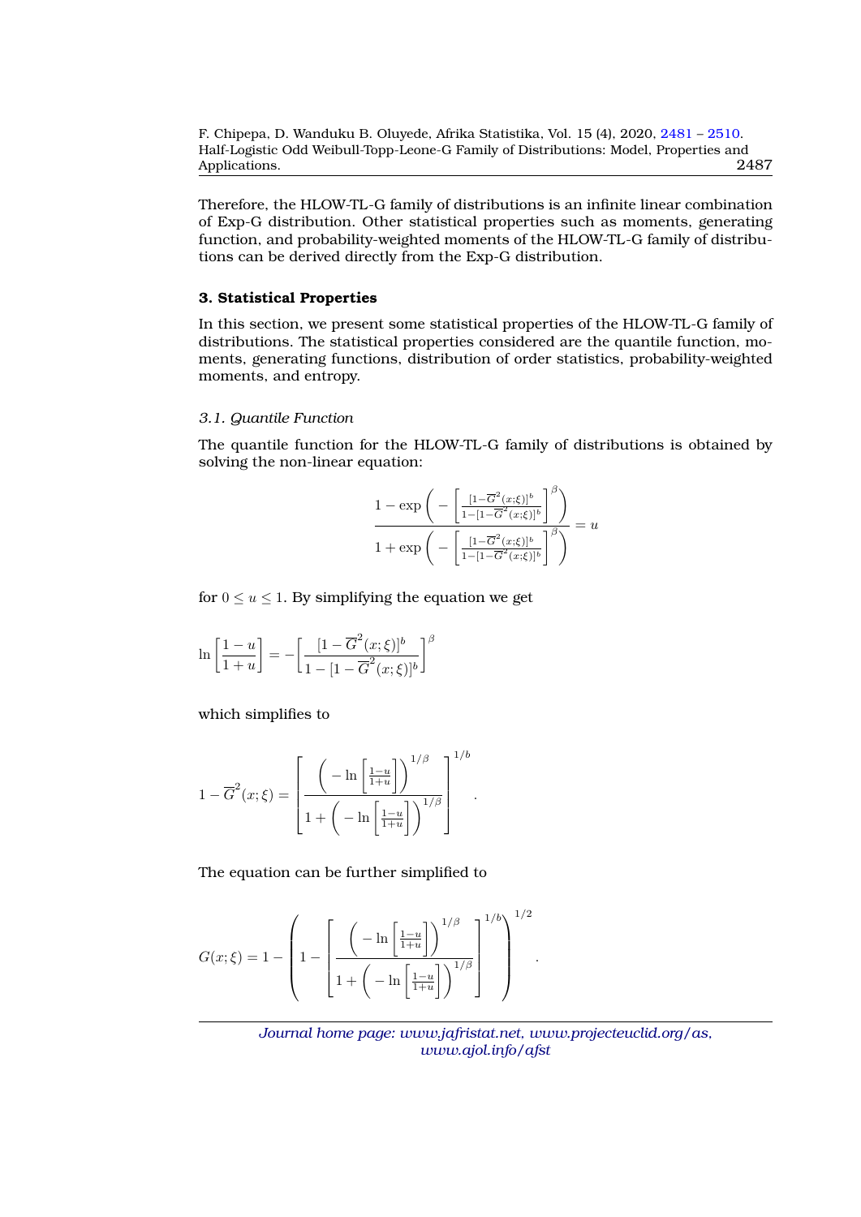Therefore, the HLOW-TL-G family of distributions is an infinite linear combination of Exp-G distribution. Other statistical properties such as moments, generating function, and probability-weighted moments of the HLOW-TL-G family of distributions can be derived directly from the Exp-G distribution.

## 3. Statistical Properties

In this section, we present some statistical properties of the HLOW-TL-G family of distributions. The statistical properties considered are the quantile function, moments, generating functions, distribution of order statistics, probability-weighted moments, and entropy.

### 3.1. Quantile Function

The quantile function for the HLOW-TL-G family of distributions is obtained by solving the non-linear equation:

$$\frac{1-\exp\left(-\left[\frac{[1-\overline{G}^2(x;\xi)]^b}{1-[1-\overline{G}^2(x;\xi)]^b}\right]^\beta\right)}{1+\exp\left(-\left[\frac{[1-\overline{G}^2(x;\xi)]^b}{1-[1-\overline{G}^2(x;\xi)]^b}\right]^\beta\right)}=u$$

for $0 \leq u \leq 1$. By simplifying the equation we get

$$\ln\left[\frac{1-u}{1+u}\right]=-\left[\frac{[1-\overline{G}^2(x;\xi)]^b}{1-[1-\overline{G}^2(x;\xi)]^b}\right]^\beta$$

which simplifies to

$$1-\overline{G}^2(x;\xi)=\left[\frac{\left(-\ln\left[\frac{1-u}{1+u}\right]\right)^{1/\beta}}{1+\left(-\ln\left[\frac{1-u}{1+u}\right]\right)^{1/\beta}}\right]^{1/b}.$$

The equation can be further simplified to

$$G(x;\xi)=1-\left(1-\left[\frac{\left(-\ln\left[\frac{1-u}{1+u}\right]\right)^{1/\beta}}{1+\left(-\ln\left[\frac{1-u}{1+u}\right]\right)^{1/\beta}}\right]^{1/b}\right)^{1/2}.$$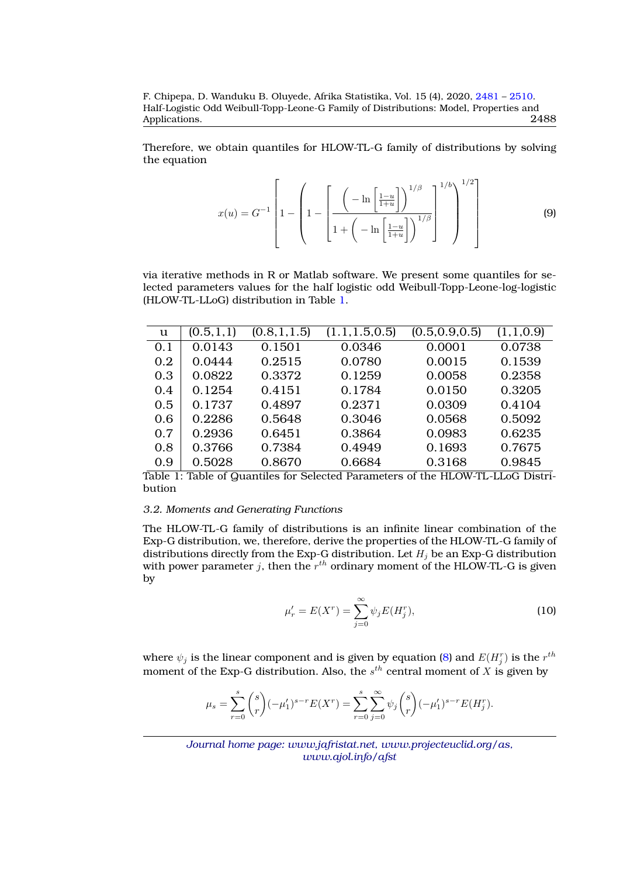Therefore, we obtain quantiles for HLOW-TL-G family of distributions by solving the equation

$$x(u) = G^{-1}\left[1-\left(1-\left[\frac{\left(-\ln\left[\frac{1-u}{1+u}\right]\right)^{1/\beta}}{1+\left(-\ln\left[\frac{1-u}{1+u}\right]\right)^{1/\beta}}\right]^{1/b}\right)^{1/2}\right] \tag{9}$$

via iterative methods in R or Matlab software. We present some quantiles for selected parameters values for the half logistic odd Weibull-Topp-Leone-log-logistic (HLOW-TL-LLoG) distribution in Table 1.

| u | (0.5,1,1) | (0.8,1,1.5) | (1.1,1.5,0.5) | (0.5,0.9,0.5) | (1,1,0.9) |
|---|---|---|---|---|---|
| 0.1 | 0.0143 | 0.1501 | 0.0346 | 0.0001 | 0.0738 |
| 0.2 | 0.0444 | 0.2515 | 0.0780 | 0.0015 | 0.1539 |
| 0.3 | 0.0822 | 0.3372 | 0.1259 | 0.0058 | 0.2358 |
| 0.4 | 0.1254 | 0.4151 | 0.1784 | 0.0150 | 0.3205 |
| 0.5 | 0.1737 | 0.4897 | 0.2371 | 0.0309 | 0.4104 |
| 0.6 | 0.2286 | 0.5648 | 0.3046 | 0.0568 | 0.5092 |
| 0.7 | 0.2936 | 0.6451 | 0.3864 | 0.0983 | 0.6235 |
| 0.8 | 0.3766 | 0.7384 | 0.4949 | 0.1693 | 0.7675 |
| 0.9 | 0.5028 | 0.8670 | 0.6684 | 0.3168 | 0.9845 |

Table 1: Table of Quantiles for Selected Parameters of the HLOW-TL-LLoG Distribution

### *3.2. Moments and Generating Functions*

The HLOW-TL-G family of distributions is an infinite linear combination of the Exp-G distribution, we, therefore, derive the properties of the HLOW-TL-G family of distributions directly from the Exp-G distribution. Let $H_j$ be an Exp-G distribution with power parameter $j$, then the $r^{th}$ ordinary moment of the HLOW-TL-G is given by

$$\mu_r' = E(X^r) = \sum_{j=0}^{\infty} \psi_j E(H_j^r), \tag{10}$$

where $\psi_j$ is the linear component and is given by equation (8) and $E(H_j^r)$ is the $r^{th}$ moment of the Exp-G distribution. Also, the $s^{th}$ central moment of $X$ is given by

$$\mu_s = \sum_{r=0}^{s} \binom{s}{r} (-\mu_1')^{s-r} E(X^r) = \sum_{r=0}^{s} \sum_{j=0}^{\infty} \psi_j \binom{s}{r} (-\mu_1')^{s-r} E(H_j^r).$$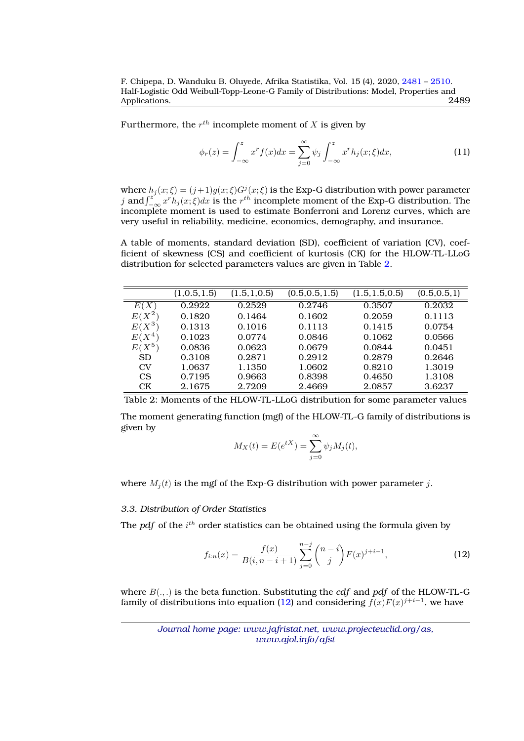Furthermore, the $r^{th}$ incomplete moment of $X$ is given by

$$\phi_r(z) = \int_{-\infty}^{z} x^r f(x)dx = \sum_{j=0}^{\infty} \psi_j \int_{-\infty}^{z} x^r h_j(x;\xi)dx, \tag{11}$$

where $h_j(x;\xi) = (j+1)g(x;\xi)G^j(x;\xi)$ is the Exp-G distribution with power parameter $j$ and $\int_{-\infty}^{z} x^r h_j(x;\xi)dx$ is the $r^{th}$ incomplete moment of the Exp-G distribution. The incomplete moment is used to estimate Bonferroni and Lorenz curves, which are very useful in reliability, medicine, economics, demography, and insurance.

A table of moments, standard deviation (SD), coefficient of variation (CV), coefficient of skewness (CS) and coefficient of kurtosis (CK) for the HLOW-TL-LLoG distribution for selected parameters values are given in Table 2.

| | (1,0.5,1.5) | (1.5,1,0.5) | (0.5,0.5,1.5) | (1.5,1.5,0.5) | (0.5,0.5,1) |
|---|---|---|---|---|---|
| $E(X)$ | 0.2922 | 0.2529 | 0.2746 | 0.3507 | 0.2032 |
| $E(X^2)$ | 0.1820 | 0.1464 | 0.1602 | 0.2059 | 0.1113 |
| $E(X^3)$ | 0.1313 | 0.1016 | 0.1113 | 0.1415 | 0.0754 |
| $E(X^4)$ | 0.1023 | 0.0774 | 0.0846 | 0.1062 | 0.0566 |
| $E(X^5)$ | 0.0836 | 0.0623 | 0.0679 | 0.0844 | 0.0451 |
| SD | 0.3108 | 0.2871 | 0.2912 | 0.2879 | 0.2646 |
| CV | 1.0637 | 1.1350 | 1.0602 | 0.8210 | 1.3019 |
| CS | 0.7195 | 0.9663 | 0.8398 | 0.4650 | 1.3108 |
| CK | 2.1675 | 2.7209 | 2.4669 | 2.0857 | 3.6237 |

Table 2: Moments of the HLOW-TL-LLoG distribution for some parameter values

The moment generating function (mgf) of the HLOW-TL-G family of distributions is given by

$$M_X(t) = E(e^{tX}) = \sum_{j=0}^{\infty} \psi_j M_j(t),$$

where $M_j(t)$ is the mgf of the Exp-G distribution with power parameter $j$.

### 3.3. Distribution of Order Statistics

The *pdf* of the $i^{th}$ order statistics can be obtained using the formula given by

$$f_{i:n}(x) = \frac{f(x)}{B(i, n-i+1)} \sum_{j=0}^{n-j} \binom{n-i}{j} F(x)^{j+i-1}, \tag{12}$$

where $B(.,.)$ is the beta function. Substituting the *cdf* and *pdf* of the HLOW-TL-G family of distributions into equation (12) and considering $f(x)F(x)^{j+i-1}$, we have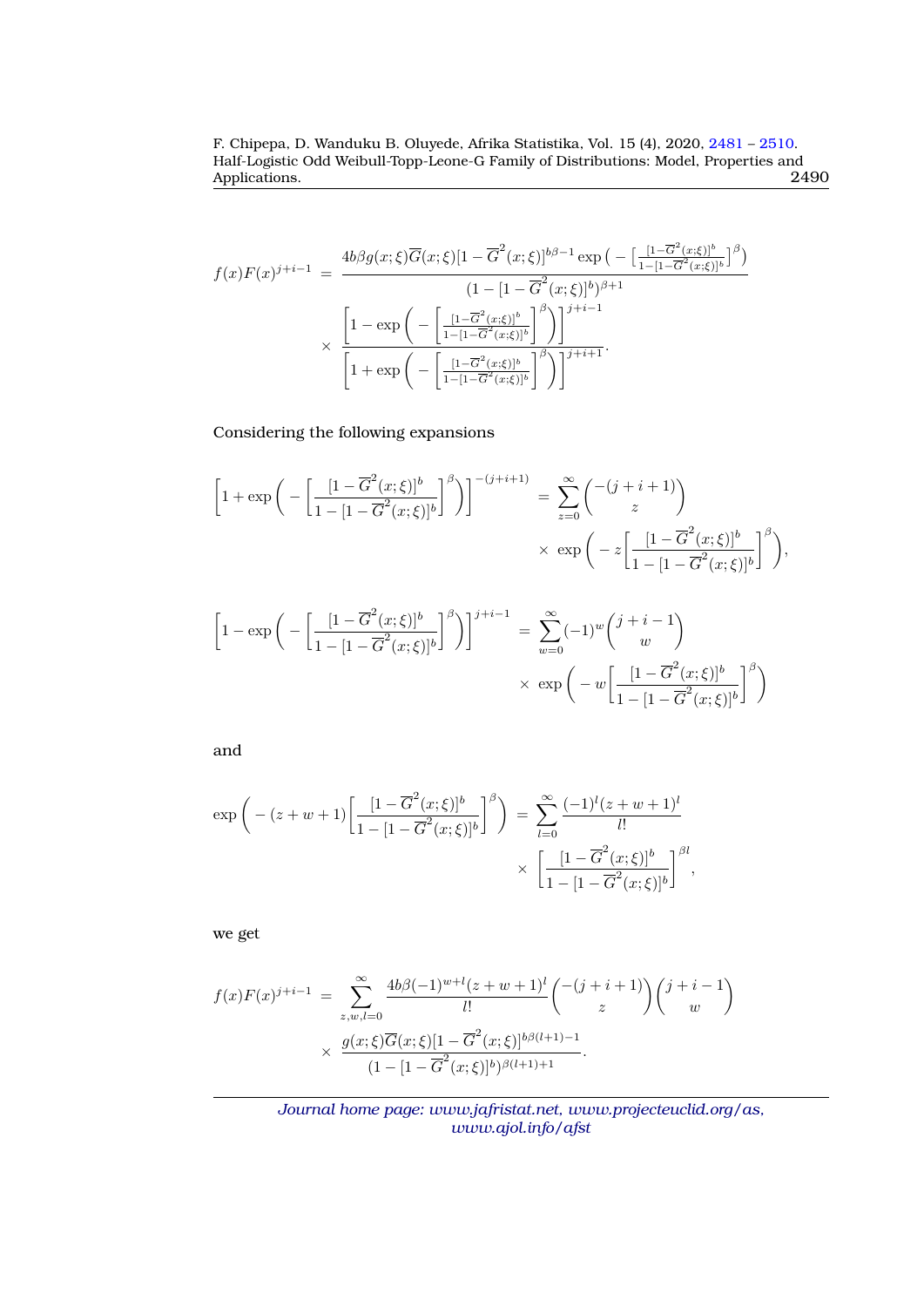$$
\begin{aligned}
f(x)F(x)^{j+i-1} &= \frac{4b\beta g(x;\xi)\overline{G}(x;\xi)[1-\overline{G}^2(x;\xi)]^{b\beta-1}\exp\Big(-\Big[\frac{[1-\overline{G}^2(x;\xi)]^b}{1-[1-\overline{G}^2(x;\xi)]^b}\Big]^\beta\Big)}{(1-[1-\overline{G}^2(x;\xi)]^b)^{\beta+1}} \\
&\times \frac{\Bigg[1-\exp\Bigg(-\Bigg[\frac{[1-\overline{G}^2(x;\xi)]^b}{1-[1-\overline{G}^2(x;\xi)]^b}\Bigg]^\beta\Bigg)\Bigg]^{j+i-1}}{\Bigg[1+\exp\Bigg(-\Bigg[\frac{[1-\overline{G}^2(x;\xi)]^b}{1-[1-\overline{G}^2(x;\xi)]^b}\Bigg]^\beta\Bigg)\Bigg]^{j+i+1}}.
\end{aligned}
$$

Considering the following expansions

$$
\begin{aligned}
\Bigg[1+\exp\Bigg(-\Bigg[\frac{[1-\overline{G}^2(x;\xi)]^b}{1-[1-\overline{G}^2(x;\xi)]^b}\Bigg]^\beta\Bigg)\Bigg]^{-(j+i+1)} &= \sum_{z=0}^{\infty}\binom{-(j+i+1)}{z} \\
&\times \exp\Bigg(-z\Bigg[\frac{[1-\overline{G}^2(x;\xi)]^b}{1-[1-\overline{G}^2(x;\xi)]^b}\Bigg]^\beta\Bigg),
\end{aligned}
$$

$$
\begin{aligned}
\Bigg[1-\exp\Bigg(-\Bigg[\frac{[1-\overline{G}^2(x;\xi)]^b}{1-[1-\overline{G}^2(x;\xi)]^b}\Bigg]^\beta\Bigg)\Bigg]^{j+i-1} &= \sum_{w=0}^{\infty}(-1)^w\binom{j+i-1}{w} \\
&\times \exp\Bigg(-w\Bigg[\frac{[1-\overline{G}^2(x;\xi)]^b}{1-[1-\overline{G}^2(x;\xi)]^b}\Bigg]^\beta\Bigg)
\end{aligned}
$$

and

$$
\begin{aligned}
\exp\Bigg(-(z+w+1)\Bigg[\frac{[1-\overline{G}^2(x;\xi)]^b}{1-[1-\overline{G}^2(x;\xi)]^b}\Bigg]^\beta\Bigg) &= \sum_{l=0}^{\infty}\frac{(-1)^l(z+w+1)^l}{l!} \\
&\times \Bigg[\frac{[1-\overline{G}^2(x;\xi)]^b}{1-[1-\overline{G}^2(x;\xi)]^b}\Bigg]^{\beta l},
\end{aligned}
$$

we get

$$
\begin{aligned}
f(x)F(x)^{j+i-1} &= \sum_{z,w,l=0}^{\infty}\frac{4b\beta(-1)^{w+l}(z+w+1)^l}{l!}\binom{-(j+i+1)}{z}\binom{j+i-1}{w} \\
&\times \frac{g(x;\xi)\overline{G}(x;\xi)[1-\overline{G}^2(x;\xi)]^{b\beta(l+1)-1}}{(1-[1-\overline{G}^2(x;\xi)]^b)^{\beta(l+1)+1}}.
\end{aligned}
$$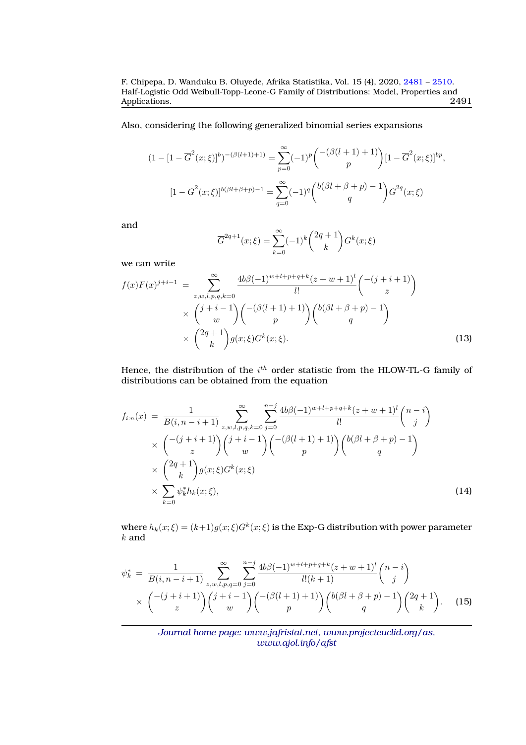Also, considering the following generalized binomial series expansions

$$(1-[1-\overline{G}^2(x;\xi)]^b)^{-(\beta(l+1)+1)} = \sum_{p=0}^{\infty}(-1)^p \binom{-(\beta(l+1)+1)}{p} [1-\overline{G}^2(x;\xi)]^{bp},$$

$$[1-\overline{G}^2(x;\xi)]^{b(\beta l+\beta+p)-1} = \sum_{q=0}^{\infty}(-1)^q \binom{b(\beta l+\beta+p)-1}{q} \overline{G}^{2q}(x;\xi)$$

and

$$\overline{G}^{2q+1}(x;\xi) = \sum_{k=0}^{\infty}(-1)^k \binom{2q+1}{k} G^k(x;\xi)$$

we can write

$$\begin{aligned}
f(x)F(x)^{j+i-1} &= \sum_{z,w,l,p,q,k=0}^{\infty} \frac{4b\beta(-1)^{w+l+p+q+k}(z+w+1)^l}{l!} \binom{-(j+i+1)}{z} \\
&\times \binom{j+i-1}{w} \binom{-(\beta(l+1)+1)}{p} \binom{b(\beta l+\beta+p)-1}{q} \\
&\times \binom{2q+1}{k} g(x;\xi) G^k(x;\xi). \qquad (13)
\end{aligned}$$

Hence, the distribution of the $i^{th}$ order statistic from the HLOW-TL-G family of distributions can be obtained from the equation

$$\begin{aligned}
f_{i:n}(x) &= \frac{1}{B(i,n-i+1)} \sum_{z,w,l,p,q,k=0}^{\infty} \sum_{j=0}^{n-j} \frac{4b\beta(-1)^{w+l+p+q+k}(z+w+1)^l}{l!} \binom{n-i}{j} \\
&\times \binom{-(j+i+1)}{z} \binom{j+i-1}{w} \binom{-(\beta(l+1)+1)}{p} \binom{b(\beta l+\beta+p)-1}{q} \\
&\times \binom{2q+1}{k} g(x;\xi) G^k(x;\xi) \\
&\times \sum_{k=0} \psi_k^* h_k(x;\xi), \qquad (14)
\end{aligned}$$

where $h_k(x;\xi) = (k+1)g(x;\xi)G^k(x;\xi)$ is the Exp-G distribution with power parameter $k$ and

$$\begin{aligned}
\psi_k^* &= \frac{1}{B(i,n-i+1)} \sum_{z,w,l,p,q=0}^{\infty} \sum_{j=0}^{n-j} \frac{4b\beta(-1)^{w+l+p+q+k}(z+w+1)^l}{l!(k+1)} \binom{n-i}{j} \\
&\times \binom{-(j+i+1)}{z} \binom{j+i-1}{w} \binom{-(\beta(l+1)+1)}{p} \binom{b(\beta l+\beta+p)-1}{q} \binom{2q+1}{k}. \qquad (15)
\end{aligned}$$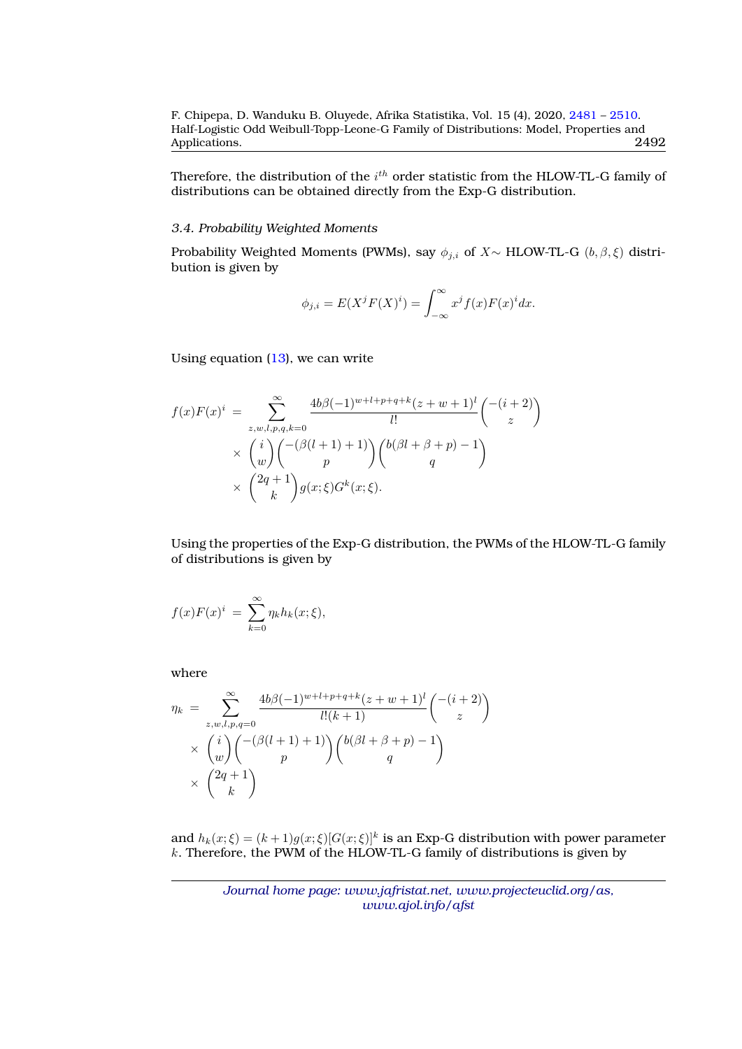Therefore, the distribution of the $i^{th}$ order statistic from the HLOW-TL-G family of distributions can be obtained directly from the Exp-G distribution.

### 3.4. Probability Weighted Moments

Probability Weighted Moments (PWMs), say $\phi_{j,i}$ of $X\sim$ HLOW-TL-G $(b, \beta, \xi)$ distribution is given by

$$\phi_{j,i} = E(X^j F(X)^i) = \int_{-\infty}^{\infty} x^j f(x) F(x)^i dx.$$

Using equation (13), we can write

$$\begin{aligned} f(x)F(x)^i &= \sum_{z,w,l,p,q,k=0}^{\infty} \frac{4b\beta(-1)^{w+l+p+q+k}(z+w+1)^l}{l!} \binom{-(i+2)}{z} \\ &\times \binom{i}{w} \binom{-(\beta(l+1)+1)}{p} \binom{b(\beta l+\beta+p)-1}{q} \\ &\times \binom{2q+1}{k} g(x;\xi) G^k(x;\xi). \end{aligned}$$

Using the properties of the Exp-G distribution, the PWMs of the HLOW-TL-G family of distributions is given by

$$f(x)F(x)^i = \sum_{k=0}^{\infty} \eta_k h_k(x;\xi),$$

where

$$\begin{aligned} \eta_k &= \sum_{z,w,l,p,q=0}^{\infty} \frac{4b\beta(-1)^{w+l+p+q+k}(z+w+1)^l}{l!(k+1)} \binom{-(i+2)}{z} \\ &\times \binom{i}{w} \binom{-(\beta(l+1)+1)}{p} \binom{b(\beta l+\beta+p)-1}{q} \\ &\times \binom{2q+1}{k} \end{aligned}$$

and $h_k(x;\xi) = (k+1)g(x;\xi)[G(x;\xi)]^k$ is an Exp-G distribution with power parameter $k$. Therefore, the PWM of the HLOW-TL-G family of distributions is given by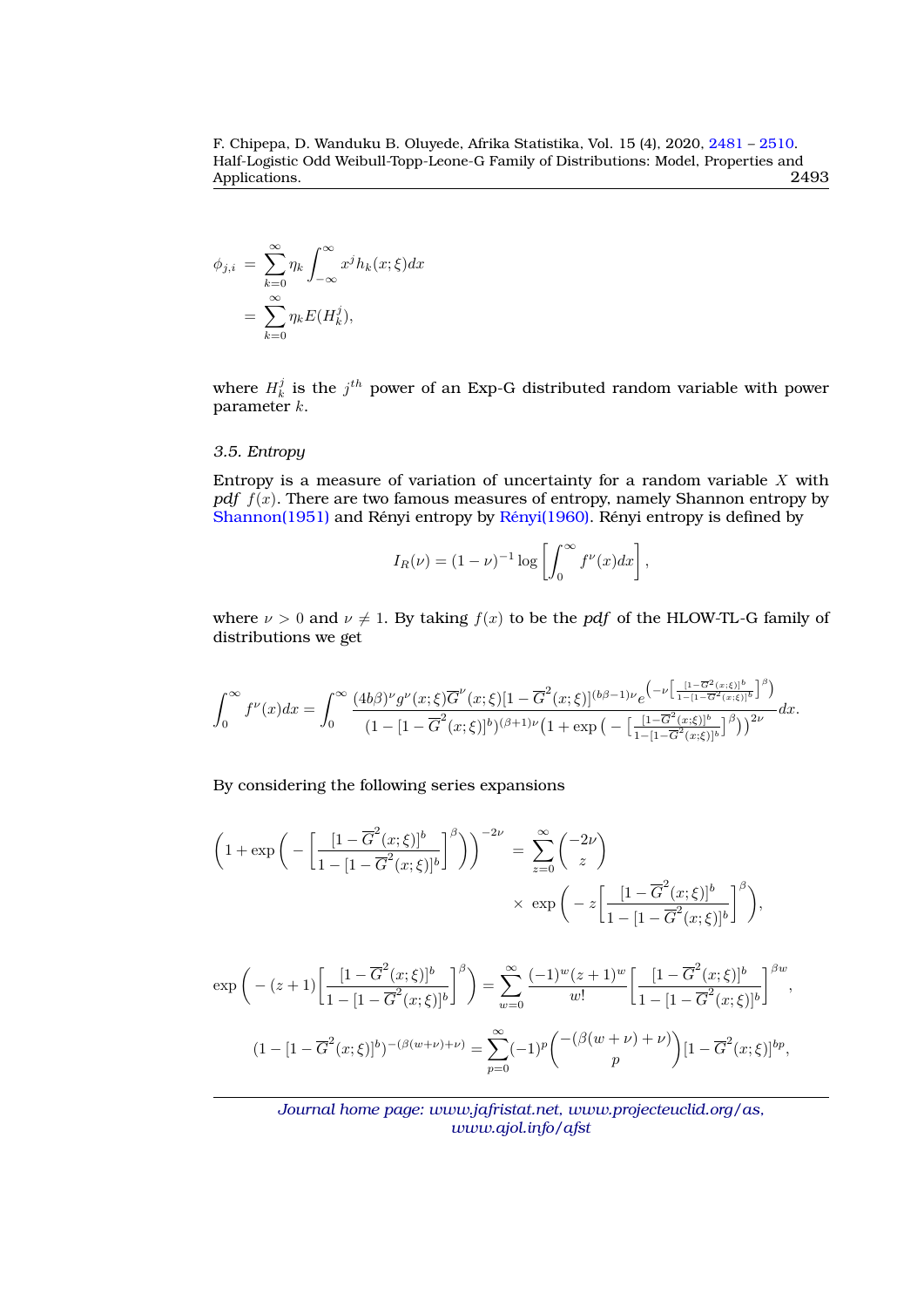$$
\begin{aligned}
\phi_{j,i} &= \sum_{k=0}^{\infty} \eta_k \int_{-\infty}^{\infty} x^j h_k(x;\xi)dx \\
&= \sum_{k=0}^{\infty} \eta_k E(H_k^j),
\end{aligned}
$$

where $H_k^j$ is the $j^{th}$ power of an Exp-G distributed random variable with power parameter $k$.

### 3.5. Entropy

Entropy is a measure of variation of uncertainty for a random variable $X$ with *pdf* $f(x)$. There are two famous measures of entropy, namely Shannon entropy by Shannon(1951) and Rényi entropy by Rényi(1960). Rényi entropy is defined by

$$
I_R(\nu) = (1-\nu)^{-1} \log \left[ \int_0^{\infty} f^{\nu}(x)dx \right],
$$

where $\nu > 0$ and $\nu \neq 1$. By taking $f(x)$ to be the *pdf* of the HLOW-TL-G family of distributions we get

$$
\int_0^{\infty} f^{\nu}(x)dx = \int_0^{\infty} \frac{(4b\beta)^{\nu} g^{\nu}(x;\xi)\overline{G}^{\nu}(x;\xi)[1-\overline{G}^2(x;\xi)]^{(b\beta-1)\nu} e^{\left(-\nu\left[\frac{[1-\overline{G}^2(x;\xi)]^b}{1-[1-\overline{G}^2(x;\xi)]^b}\right]^{\beta}\right)}}{(1-[1-\overline{G}^2(x;\xi)]^b)^{(\beta+1)\nu}\left(1+\exp\left(-\left[\frac{[1-\overline{G}^2(x;\xi)]^b}{1-[1-\overline{G}^2(x;\xi)]^b}\right]^{\beta}\right)\right)^{2\nu}} dx.
$$

By considering the following series expansions

$$
\begin{aligned}
\left(1+\exp\left(-\left[\frac{[1-\overline{G}^2(x;\xi)]^b}{1-[1-\overline{G}^2(x;\xi)]^b}\right]^{\beta}\right)\right)^{-2\nu} &= \sum_{z=0}^{\infty} \binom{-2\nu}{z} \\
&\quad \times \exp\left(-z\left[\frac{[1-\overline{G}^2(x;\xi)]^b}{1-[1-\overline{G}^2(x;\xi)]^b}\right]^{\beta}\right),
\end{aligned}
$$

$$
\exp\left(-(z+1)\left[\frac{[1-\overline{G}^2(x;\xi)]^b}{1-[1-\overline{G}^2(x;\xi)]^b}\right]^{\beta}\right) = \sum_{w=0}^{\infty} \frac{(-1)^w (z+1)^w}{w!} \left[\frac{[1-\overline{G}^2(x;\xi)]^b}{1-[1-\overline{G}^2(x;\xi)]^b}\right]^{\beta w},
$$

$$
(1-[1-\overline{G}^2(x;\xi)]^b)^{-(\beta(w+\nu)+\nu)} = \sum_{p=0}^{\infty} (-1)^p \binom{-(\beta(w+\nu)+\nu)}{p} [1-\overline{G}^2(x;\xi)]^{bp},
$$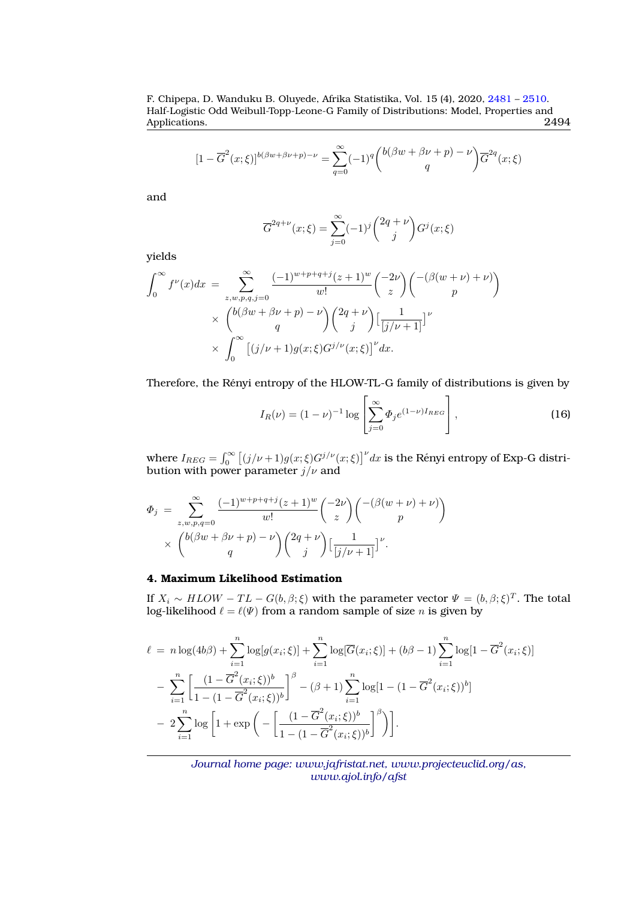$$[1-\overline{G}^2(x;\xi)]^{b(\beta w+\beta\nu+p)-\nu} = \sum_{q=0}^{\infty}(-1)^q \binom{b(\beta w+\beta\nu+p)-\nu}{q}\overline{G}^{2q}(x;\xi)$$

and

$$\overline{G}^{2q+\nu}(x;\xi) = \sum_{j=0}^{\infty}(-1)^j\binom{2q+\nu}{j}G^j(x;\xi)$$

yields

$$\begin{aligned}
\int_0^\infty f^\nu(x)dx &= \sum_{z,w,p,q,j=0}^{\infty}\frac{(-1)^{w+p+q+j}(z+1)^w}{w!}\binom{-2\nu}{z}\binom{-(\beta(w+\nu)+\nu)}{p}\\
&\times \binom{b(\beta w+\beta\nu+p)-\nu}{q}\binom{2q+\nu}{j}\big[\frac{1}{[j/\nu+1]}\big]^{\nu}\\
&\times \int_0^\infty \big[(j/\nu+1)g(x;\xi)G^{j/\nu}(x;\xi)\big]^{\nu}dx.
\end{aligned}$$

Therefore, the Rényi entropy of the HLOW-TL-G family of distributions is given by

$$I_R(\nu) = (1-\nu)^{-1}\log\left[\sum_{j=0}^{\infty}\Phi_j e^{(1-\nu)I_{REG}}\right], \tag{16}$$

where $I_{REG}=\int_0^\infty\big[(j/\nu+1)g(x;\xi)G^{j/\nu}(x;\xi)\big]^{\nu}dx$ is the Rényi entropy of Exp-G distribution with power parameter $j/\nu$ and

$$\begin{aligned}
\Phi_j &= \sum_{z,w,p,q=0}^{\infty}\frac{(-1)^{w+p+q+j}(z+1)^w}{w!}\binom{-2\nu}{z}\binom{-(\beta(w+\nu)+\nu)}{p}\\
&\times \binom{b(\beta w+\beta\nu+p)-\nu}{q}\binom{2q+\nu}{j}\big[\frac{1}{[j/\nu+1]}\big]^{\nu}.
\end{aligned}$$

## 4. Maximum Likelihood Estimation

If $X_i \sim HLOW-TL-G(b,\beta;\xi)$ with the parameter vector $\Psi=(b,\beta;\xi)^T$. The total log-likelihood $\ell=\ell(\Psi)$ from a random sample of size $n$ is given by

$$\begin{aligned}
\ell &= n\log(4b\beta)+\sum_{i=1}^{n}\log[g(x_i;\xi)]+\sum_{i=1}^{n}\log[\overline{G}(x_i;\xi)]+(b\beta-1)\sum_{i=1}^{n}\log[1-\overline{G}^2(x_i;\xi)]\\
&- \sum_{i=1}^{n}\left[\frac{(1-\overline{G}^2(x_i;\xi))^b}{1-(1-\overline{G}^2(x_i;\xi))^b}\right]^{\beta}-(\beta+1)\sum_{i=1}^{n}\log[1-(1-\overline{G}^2(x_i;\xi))^b]\\
&- 2\sum_{i=1}^{n}\log\left[1+\exp\left(-\left[\frac{(1-\overline{G}^2(x_i;\xi))^b}{1-(1-\overline{G}^2(x_i;\xi))^b}\right]^{\beta}\right)\right].
\end{aligned}$$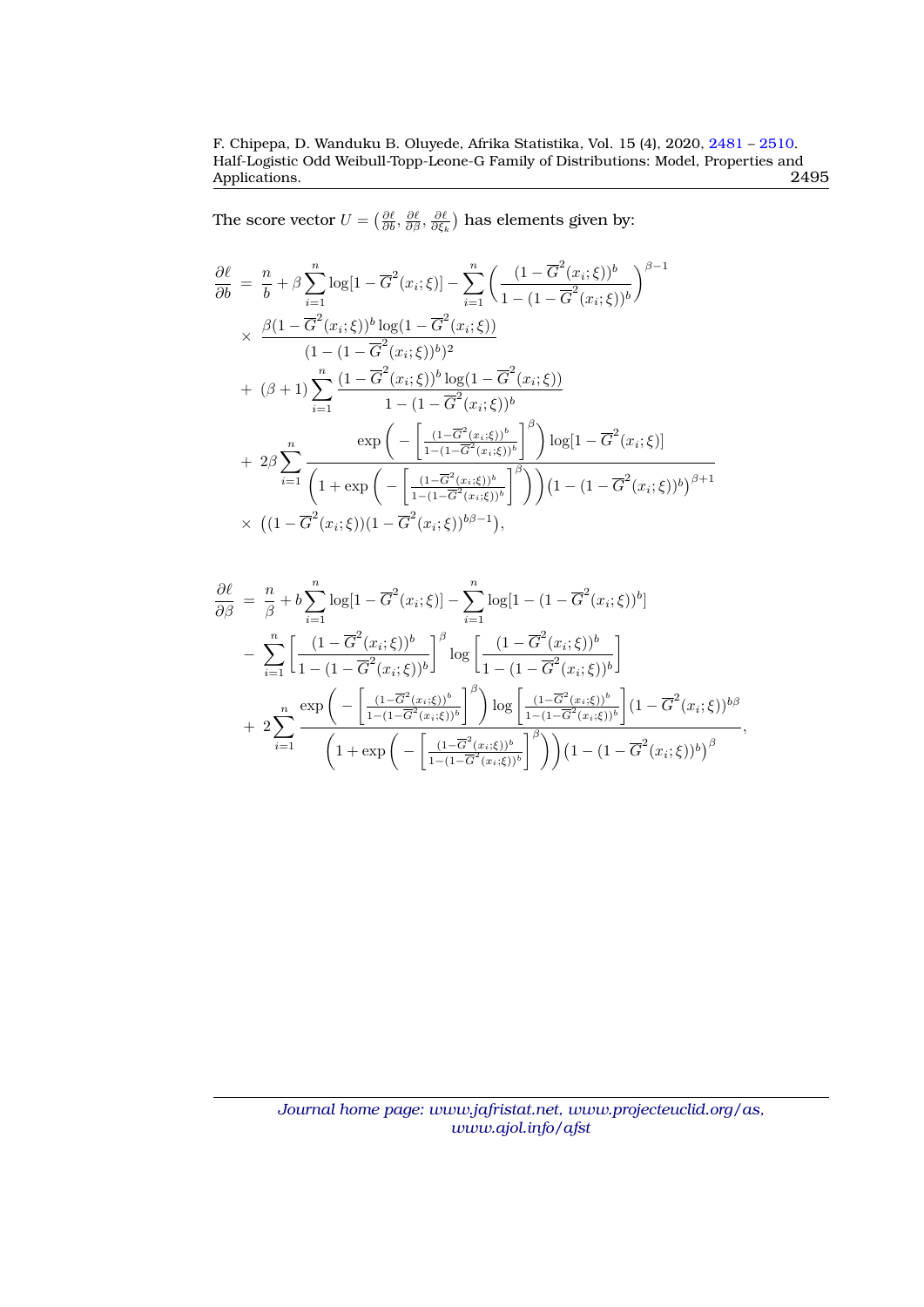The score vector $U = \left(\frac{\partial \ell}{\partial b}, \frac{\partial \ell}{\partial \beta}, \frac{\partial \ell}{\partial \xi_k}\right)$ has elements given by:

$$
\begin{aligned}
\frac{\partial \ell}{\partial b} \;&=\; \frac{n}{b} + \beta \sum_{i=1}^{n} \log[1 - \overline{G}^2(x_i;\xi)] - \sum_{i=1}^{n} \left( \frac{(1 - \overline{G}^2(x_i;\xi))^b}{1 - (1 - \overline{G}^2(x_i;\xi))^b} \right)^{\beta - 1} \\
&\times\; \frac{\beta (1 - \overline{G}^2(x_i;\xi))^b \log(1 - \overline{G}^2(x_i;\xi))}{(1 - (1 - \overline{G}^2(x_i;\xi))^b)^2} \\
&+\; (\beta + 1) \sum_{i=1}^{n} \frac{(1 - \overline{G}^2(x_i;\xi))^b \log(1 - \overline{G}^2(x_i;\xi))}{1 - (1 - \overline{G}^2(x_i;\xi))^b} \\
&+\; 2\beta \sum_{i=1}^{n} \frac{\exp\left( - \left[ \frac{(1 - \overline{G}^2(x_i;\xi))^b}{1 - (1 - \overline{G}^2(x_i;\xi))^b} \right]^{\beta} \right) \log[1 - \overline{G}^2(x_i;\xi)]}{\left( 1 + \exp\left( - \left[ \frac{(1 - \overline{G}^2(x_i;\xi))^b}{1 - (1 - \overline{G}^2(x_i;\xi))^b} \right]^{\beta} \right) \right) \left( 1 - (1 - \overline{G}^2(x_i;\xi))^b \right)^{\beta + 1}} \\
&\times\; \left( (1 - \overline{G}^2(x_i;\xi))(1 - \overline{G}^2(x_i;\xi))^{b\beta - 1} \right),
\end{aligned}
$$

$$
\begin{aligned}
\frac{\partial \ell}{\partial \beta} \;&=\; \frac{n}{\beta} + b \sum_{i=1}^{n} \log[1 - \overline{G}^2(x_i;\xi)] - \sum_{i=1}^{n} \log[1 - (1 - \overline{G}^2(x_i;\xi))^b] \\
&-\; \sum_{i=1}^{n} \left[ \frac{(1 - \overline{G}^2(x_i;\xi))^b}{1 - (1 - \overline{G}^2(x_i;\xi))^b} \right]^{\beta} \log \left[ \frac{(1 - \overline{G}^2(x_i;\xi))^b}{1 - (1 - \overline{G}^2(x_i;\xi))^b} \right] \\
&+\; 2 \sum_{i=1}^{n} \frac{\exp\left( - \left[ \frac{(1 - \overline{G}^2(x_i;\xi))^b}{1 - (1 - \overline{G}^2(x_i;\xi))^b} \right]^{\beta} \right) \log \left[ \frac{(1 - \overline{G}^2(x_i;\xi))^b}{1 - (1 - \overline{G}^2(x_i;\xi))^b} \right] (1 - \overline{G}^2(x_i;\xi))^{b\beta}}{\left( 1 + \exp\left( - \left[ \frac{(1 - \overline{G}^2(x_i;\xi))^b}{1 - (1 - \overline{G}^2(x_i;\xi))^b} \right]^{\beta} \right) \right) \left( 1 - (1 - \overline{G}^2(x_i;\xi))^b \right)^{\beta}},
\end{aligned}
$$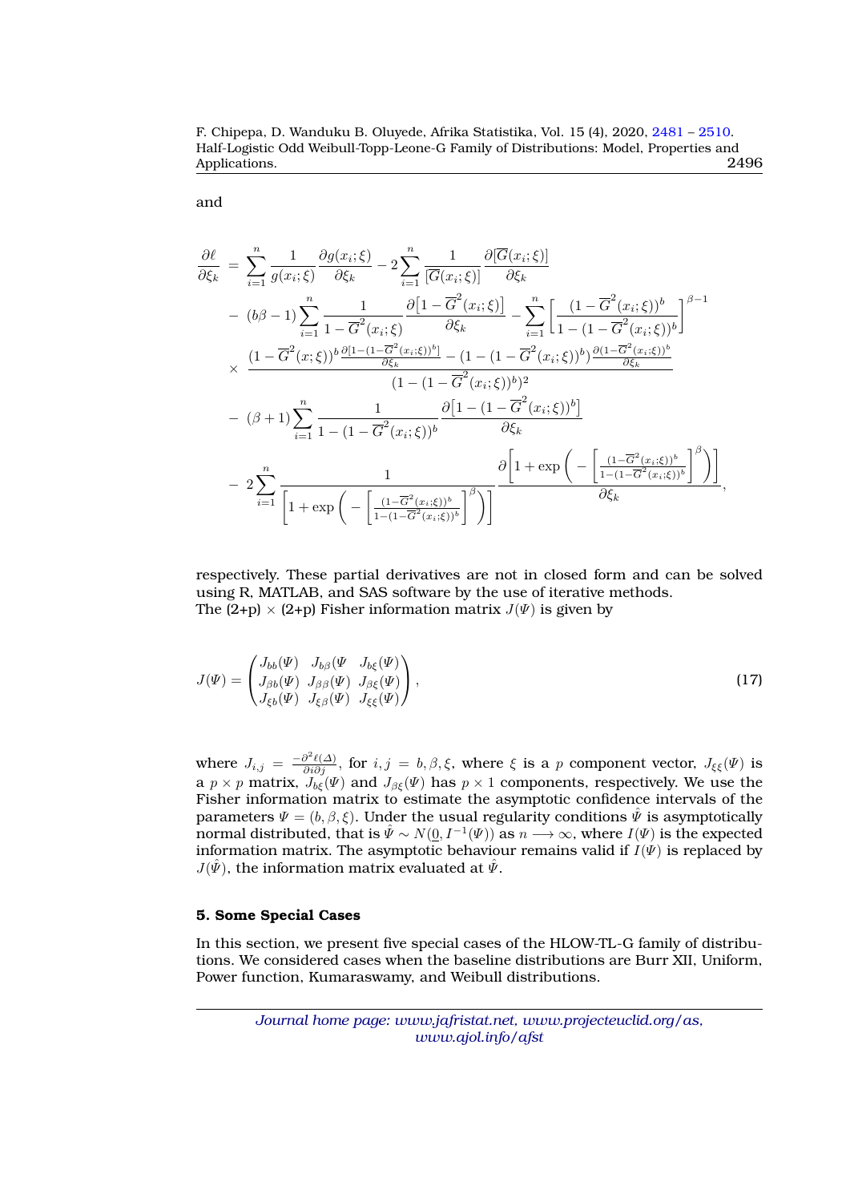and

$$
\begin{aligned}
\frac{\partial \ell}{\partial \xi_k} &= \sum_{i=1}^{n} \frac{1}{g(x_i;\xi)} \frac{\partial g(x_i;\xi)}{\partial \xi_k} - 2\sum_{i=1}^{n} \frac{1}{[\overline{G}(x_i;\xi)]} \frac{\partial [\overline{G}(x_i;\xi)]}{\partial \xi_k} \\
&- (b\beta - 1)\sum_{i=1}^{n} \frac{1}{1-\overline{G}^2(x_i;\xi)} \frac{\partial \big[1-\overline{G}^2(x_i;\xi)\big]}{\partial \xi_k} - \sum_{i=1}^{n} \left[\frac{(1-\overline{G}^2(x_i;\xi))^b}{1-(1-\overline{G}^2(x_i;\xi))^b}\right]^{\beta-1} \\
&\times \frac{(1-\overline{G}^2(x;\xi))^b \frac{\partial [1-(1-\overline{G}^2(x_i;\xi))^b]}{\partial \xi_k} - (1-(1-\overline{G}^2(x_i;\xi))^b)\frac{\partial (1-\overline{G}^2(x_i;\xi))^b}{\partial \xi_k}}{(1-(1-\overline{G}^2(x_i;\xi))^b)^2} \\
&- (\beta+1)\sum_{i=1}^{n} \frac{1}{1-(1-\overline{G}^2(x_i;\xi))^b} \frac{\partial \big[1-(1-\overline{G}^2(x_i;\xi))^b\big]}{\partial \xi_k} \\
&- 2\sum_{i=1}^{n} \frac{1}{\left[1+\exp\left(-\left[\frac{(1-\overline{G}^2(x_i;\xi))^b}{1-(1-\overline{G}^2(x_i;\xi))^b}\right]^{\beta}\right)\right]} \frac{\partial \left[1+\exp\left(-\left[\frac{(1-\overline{G}^2(x_i;\xi))^b}{1-(1-\overline{G}^2(x_i;\xi))^b}\right]^{\beta}\right)\right]}{\partial \xi_k},
\end{aligned}
$$

respectively. These partial derivatives are not in closed form and can be solved using R, MATLAB, and SAS software by the use of iterative methods.
The (2+p) $\times$ (2+p) Fisher information matrix $J(\Psi)$ is given by

$$
J(\Psi) = \begin{pmatrix} J_{bb}(\Psi) & J_{b\beta}(\Psi & J_{b\xi}(\Psi) \\ J_{\beta b}(\Psi) & J_{\beta\beta}(\Psi) & J_{\beta\xi}(\Psi) \\ J_{\xi b}(\Psi) & J_{\xi\beta}(\Psi) & J_{\xi\xi}(\Psi) \end{pmatrix}, \tag{17}
$$

where $J_{i,j} = \frac{-\partial^2 \ell(\Delta)}{\partial i \partial j}$, for $i,j = b,\beta,\xi$, where $\xi$ is a $p$ component vector, $J_{\xi\xi}(\Psi)$ is a $p \times p$ matrix, $J_{b\xi}(\Psi)$ and $J_{\beta\xi}(\Psi)$ has $p \times 1$ components, respectively. We use the Fisher information matrix to estimate the asymptotic confidence intervals of the parameters $\Psi = (b,\beta,\xi)$. Under the usual regularity conditions $\hat{\Psi}$ is asymptotically normal distributed, that is $\hat{\Psi} \sim N(\underline{0}, I^{-1}(\Psi))$ as $n \longrightarrow \infty$, where $I(\Psi)$ is the expected information matrix. The asymptotic behaviour remains valid if $I(\Psi)$ is replaced by $J(\hat{\Psi})$, the information matrix evaluated at $\hat{\Psi}$.

## 5. Some Special Cases

In this section, we present five special cases of the HLOW-TL-G family of distributions. We considered cases when the baseline distributions are Burr XII, Uniform, Power function, Kumaraswamy, and Weibull distributions.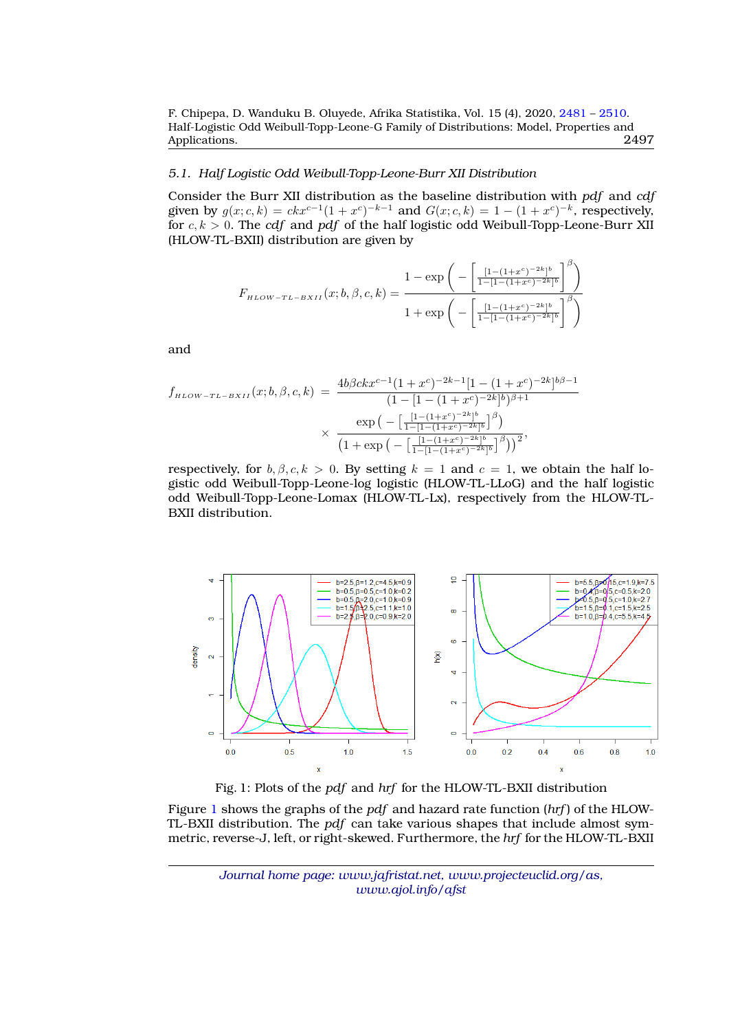### 5.1. Half Logistic Odd Weibull-Topp-Leone-Burr XII Distribution

Consider the Burr XII distribution as the baseline distribution with *pdf* and *cdf* given by $g(x;c,k) = ckx^{c-1}(1+x^c)^{-k-1}$ and $G(x;c,k) = 1-(1+x^c)^{-k}$, respectively, for $c, k > 0$. The *cdf* and *pdf* of the half logistic odd Weibull-Topp-Leone-Burr XII (HLOW-TL-BXII) distribution are given by

$$F_{HLOW-TL-BXII}(x;b,\beta,c,k) = \frac{1-\exp\left(-\left[\frac{[1-(1+x^c)^{-2k}]^b}{1-[1-(1+x^c)^{-2k}]^b}\right]^{\beta}\right)}{1+\exp\left(-\left[\frac{[1-(1+x^c)^{-2k}]^b}{1-[1-(1+x^c)^{-2k}]^b}\right]^{\beta}\right)}$$

and

$$\begin{aligned} f_{HLOW-TL-BXII}(x;b,\beta,c,k) &= \frac{4b\beta ckx^{c-1}(1+x^c)^{-2k-1}[1-(1+x^c)^{-2k}]^{b\beta-1}}{(1-[1-(1+x^c)^{-2k}]^b)^{\beta+1}} \\ &\times \frac{\exp\left(-\left[\frac{[1-(1+x^c)^{-2k}]^b}{1-[1-(1+x^c)^{-2k}]^b}\right]^{\beta}\right)}{\left(1+\exp\left(-\left[\frac{[1-(1+x^c)^{-2k}]^b}{1-[1-(1+x^c)^{-2k}]^b}\right]^{\beta}\right)\right)^2}, \end{aligned}$$

respectively, for $b, \beta, c, k > 0$. By setting $k = 1$ and $c = 1$, we obtain the half logistic odd Weibull-Topp-Leone-log logistic (HLOW-TL-LLoG) and the half logistic odd Weibull-Topp-Leone-Lomax (HLOW-TL-Lx), respectively from the HLOW-TL-BXII distribution.

Fig. 1: Plots of the *pdf* and *hrf* for the HLOW-TL-BXII distribution

Figure 1 shows the graphs of the *pdf* and hazard rate function (*hrf*) of the HLOW-TL-BXII distribution. The *pdf* can take various shapes that include almost symmetric, reverse-J, left, or right-skewed. Furthermore, the *hrf* for the HLOW-TL-BXII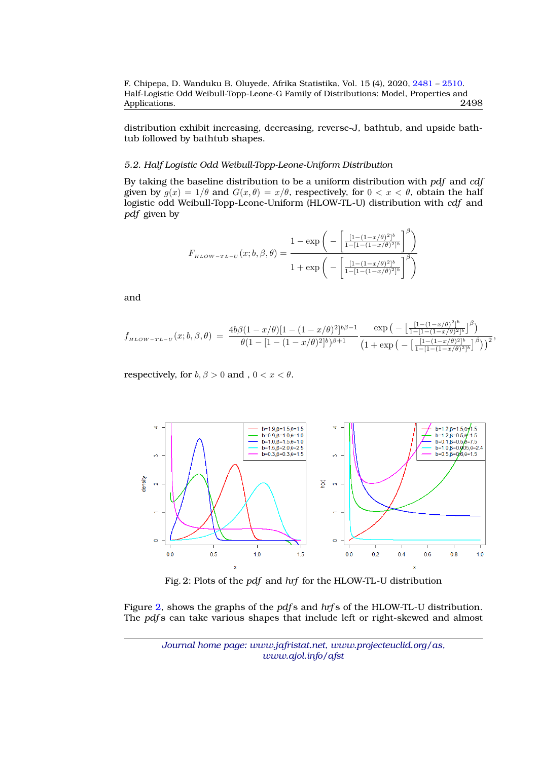distribution exhibit increasing, decreasing, reverse-J, bathtub, and upside bathtub followed by bathtub shapes.

### 5.2. Half Logistic Odd Weibull-Topp-Leone-Uniform Distribution

By taking the baseline distribution to be a uniform distribution with *pdf* and *cdf* given by $g(x) = 1/\theta$ and $G(x, \theta) = x/\theta$, respectively, for $0 < x < \theta$, obtain the half logistic odd Weibull-Topp-Leone-Uniform (HLOW-TL-U) distribution with *cdf* and *pdf* given by

$$F_{HLOW-TL-U}(x; b, \beta, \theta) = \frac{1 - \exp\left(-\left[\frac{[1-(1-x/\theta)^2]^b}{1-[1-(1-x/\theta)^2]^b}\right]^{\beta}\right)}{1 + \exp\left(-\left[\frac{[1-(1-x/\theta)^2]^b}{1-[1-(1-x/\theta)^2]^b}\right]^{\beta}\right)}$$

and

$$f_{HLOW-TL-U}(x; b, \beta, \theta) = \frac{4b\beta(1 - x/\theta)[1 - (1 - x/\theta)^2]^{b\beta-1}}{\theta(1 - [1 - (1 - x/\theta)^2]^b)^{\beta+1}} \frac{\exp\left(-\left[\frac{[1-(1-x/\theta)^2]^b}{1-[1-(1-x/\theta)^2]^b}\right]^{\beta}\right)}{\left(1 + \exp\left(-\left[\frac{[1-(1-x/\theta)^2]^b}{1-[1-(1-x/\theta)^2]^b}\right]^{\beta}\right)\right)^2},$$

respectively, for $b, \beta > 0$ and , $0 < x < \theta$.

Fig. 2: Plots of the *pdf* and *hrf* for the HLOW-TL-U distribution

Figure 2, shows the graphs of the *pdf*s and *hrf*s of the HLOW-TL-U distribution. The *pdf*s can take various shapes that include left or right-skewed and almost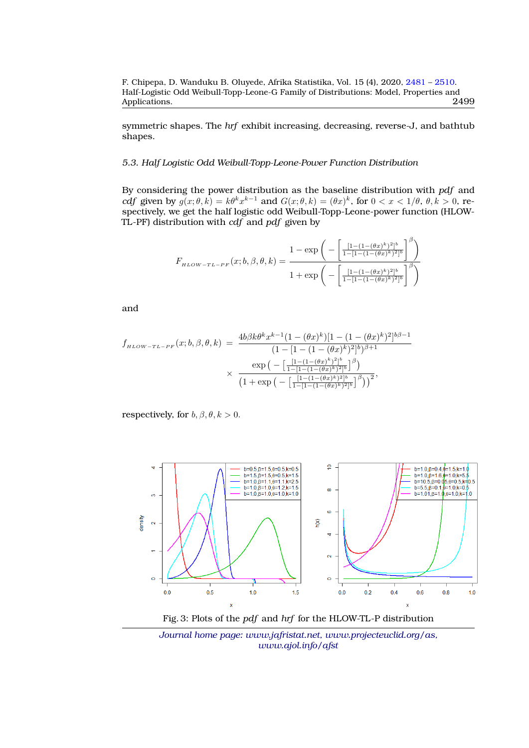symmetric shapes. The *hrf* exhibit increasing, decreasing, reverse-J, and bathtub shapes.

### *5.3. Half Logistic Odd Weibull-Topp-Leone-Power Function Distribution*

By considering the power distribution as the baseline distribution with *pdf* and *cdf* given by $g(x;\theta,k) = k\theta^k x^{k-1}$ and $G(x;\theta,k) = (\theta x)^k$, for $0 < x < 1/\theta$, $\theta, k > 0$, respectively, we get the half logistic odd Weibull-Topp-Leone-power function (HLOW-TL-PF) distribution with *cdf* and *pdf* given by

$$F_{HLOW-TL-PF}(x;b,\beta,\theta,k) = \frac{1-\exp\left(-\left[\frac{[1-(1-(\theta x)^k)^2]^b}{1-[1-(1-(\theta x)^k)^2]^b}\right]^\beta\right)}{1+\exp\left(-\left[\frac{[1-(1-(\theta x)^k)^2]^b}{1-[1-(1-(\theta x)^k)^2]^b}\right]^\beta\right)}$$

and

$$\begin{aligned} f_{HLOW-TL-PF}(x;b,\beta,\theta,k) &= \frac{4b\beta k\theta^k x^{k-1}(1-(\theta x)^k)[1-(1-(\theta x)^k)^2]^{b\beta-1}}{(1-[1-(1-(\theta x)^k)^2]^b)^{\beta+1}} \\ &\times \frac{\exp\left(-\left[\frac{[1-(1-(\theta x)^k)^2]^b}{1-[1-(1-(\theta x)^k)^2]^b}\right]^\beta\right)}{\left(1+\exp\left(-\left[\frac{[1-(1-(\theta x)^k)^2]^b}{1-[1-(1-(\theta x)^k)^2]^b}\right]^\beta\right)\right)^2}, \end{aligned}$$

respectively, for $b, \beta, \theta, k > 0$.

Fig. 3: Plots of the *pdf* and *hrf* for the HLOW-TL-P distribution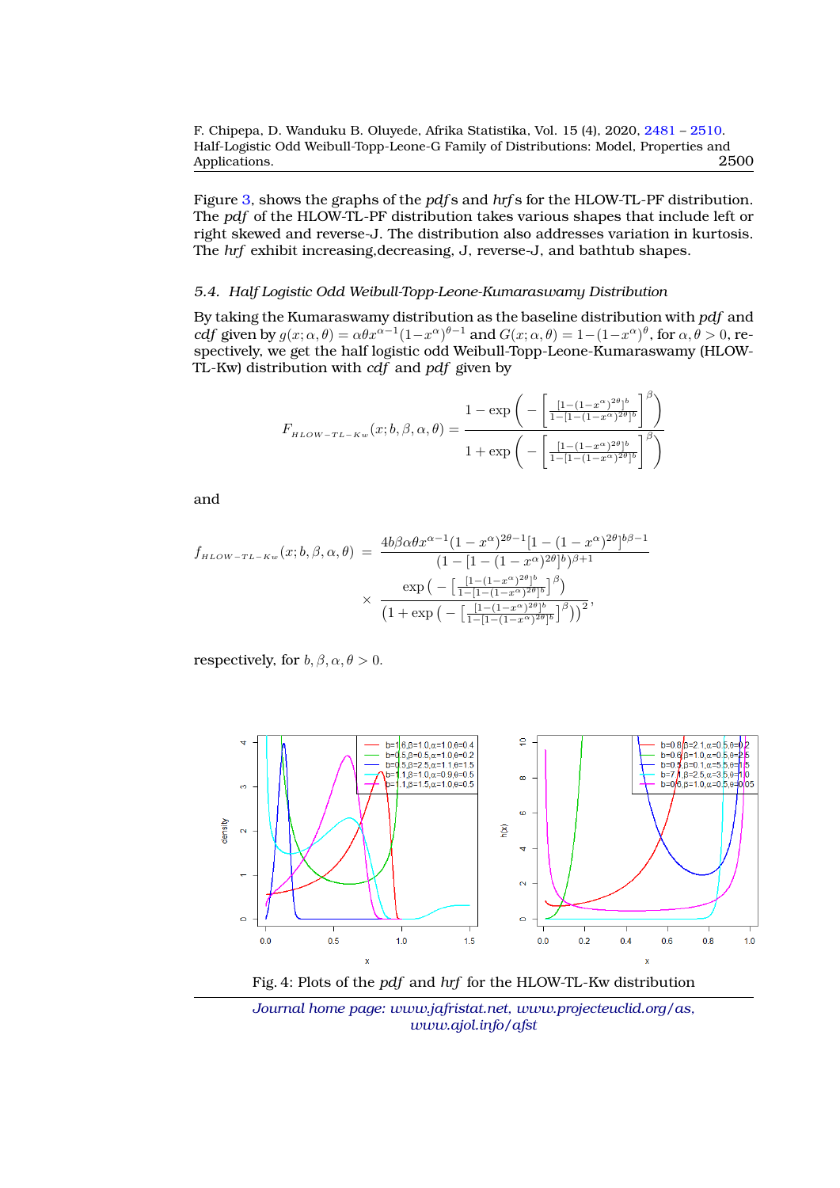Figure 3, shows the graphs of the *pdf*s and *hrf*s for the HLOW-TL-PF distribution. The *pdf* of the HLOW-TL-PF distribution takes various shapes that include left or right skewed and reverse-J. The distribution also addresses variation in kurtosis. The *hrf* exhibit increasing,decreasing, J, reverse-J, and bathtub shapes.

### 5.4. Half Logistic Odd Weibull-Topp-Leone-Kumaraswamy Distribution

By taking the Kumaraswamy distribution as the baseline distribution with *pdf* and *cdf* given by $g(x;\alpha,\theta)=\alpha\theta x^{\alpha-1}(1-x^{\alpha})^{\theta-1}$ and $G(x;\alpha,\theta)=1-(1-x^{\alpha})^{\theta}$, for $\alpha,\theta>0$, respectively, we get the half logistic odd Weibull-Topp-Leone-Kumaraswamy (HLOW-TL-Kw) distribution with *cdf* and *pdf* given by

$$F_{HLOW-TL-Kw}(x;b,\beta,\alpha,\theta)=\frac{1-\exp\left(-\left[\frac{[1-(1-x^{\alpha})^{2\theta}]^{b}}{1-[1-(1-x^{\alpha})^{2\theta}]^{b}}\right]^{\beta}\right)}{1+\exp\left(-\left[\frac{[1-(1-x^{\alpha})^{2\theta}]^{b}}{1-[1-(1-x^{\alpha})^{2\theta}]^{b}}\right]^{\beta}\right)}$$

and

$$\begin{aligned}f_{HLOW-TL-Kw}(x;b,\beta,\alpha,\theta) &= \frac{4b\beta\alpha\theta x^{\alpha-1}(1-x^{\alpha})^{2\theta-1}[1-(1-x^{\alpha})^{2\theta}]^{b\beta-1}}{(1-[1-(1-x^{\alpha})^{2\theta}]^{b})^{\beta+1}}\\ &\times\frac{\exp\left(-\left[\frac{[1-(1-x^{\alpha})^{2\theta}]^{b}}{1-[1-(1-x^{\alpha})^{2\theta}]^{b}}\right]^{\beta}\right)}{\left(1+\exp\left(-\left[\frac{[1-(1-x^{\alpha})^{2\theta}]^{b}}{1-[1-(1-x^{\alpha})^{2\theta}]^{b}}\right]^{\beta}\right)\right)^{2}},\end{aligned}$$

respectively, for $b,\beta,\alpha,\theta>0$.

Fig. 4: Plots of the *pdf* and *hrf* for the HLOW-TL-Kw distribution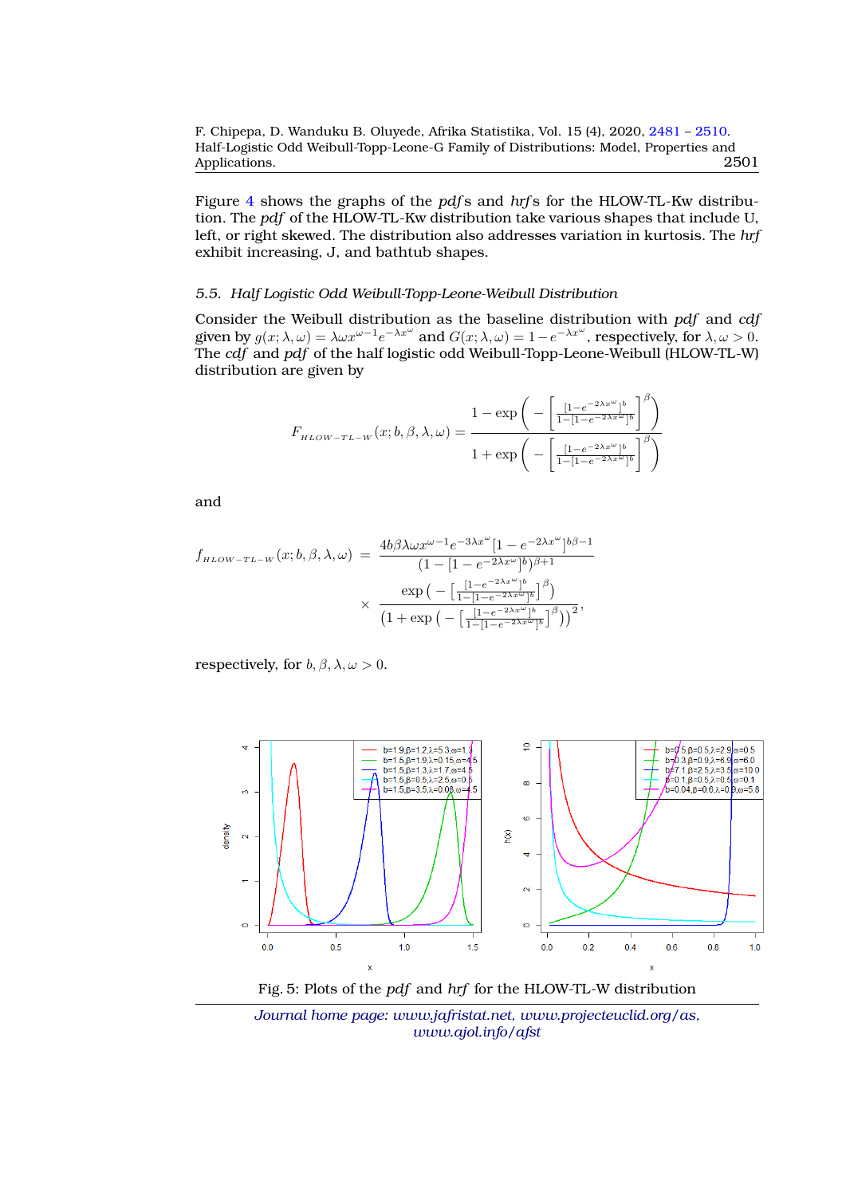Figure 4 shows the graphs of the *pdf*s and *hrf*s for the HLOW-TL-Kw distribution. The *pdf* of the HLOW-TL-Kw distribution take various shapes that include U, left, or right skewed. The distribution also addresses variation in kurtosis. The *hrf* exhibit increasing, J, and bathtub shapes.

### 5.5. Half Logistic Odd Weibull-Topp-Leone-Weibull Distribution

Consider the Weibull distribution as the baseline distribution with *pdf* and *cdf* given by $g(x;\lambda,\omega)=\lambda\omega x^{\omega-1}e^{-\lambda x^{\omega}}$ and $G(x;\lambda,\omega)=1-e^{-\lambda x^{\omega}}$, respectively, for $\lambda,\omega>0$. The *cdf* and *pdf* of the half logistic odd Weibull-Topp-Leone-Weibull (HLOW-TL-W) distribution are given by

$$F_{HLOW-TL-W}(x;b,\beta,\lambda,\omega)=\frac{1-\exp\left(-\left[\frac{[1-e^{-2\lambda x^{\omega}}]^{b}}{1-[1-e^{-2\lambda x^{\omega}}]^{b}}\right]^{\beta}\right)}{1+\exp\left(-\left[\frac{[1-e^{-2\lambda x^{\omega}}]^{b}}{1-[1-e^{-2\lambda x^{\omega}}]^{b}}\right]^{\beta}\right)}$$

and

$$\begin{aligned}f_{HLOW-TL-W}(x;b,\beta,\lambda,\omega) &= \frac{4b\beta\lambda\omega x^{\omega-1}e^{-3\lambda x^{\omega}}[1-e^{-2\lambda x^{\omega}}]^{b\beta-1}}{(1-[1-e^{-2\lambda x^{\omega}}]^{b})^{\beta+1}}\\ &\times\frac{\exp\left(-\left[\frac{[1-e^{-2\lambda x^{\omega}}]^{b}}{1-[1-e^{-2\lambda x^{\omega}}]^{b}}\right]^{\beta}\right)}{\left(1+\exp\left(-\left[\frac{[1-e^{-2\lambda x^{\omega}}]^{b}}{1-[1-e^{-2\lambda x^{\omega}}]^{b}}\right]^{\beta}\right)\right)^{2}},\end{aligned}$$

respectively, for $b,\beta,\lambda,\omega>0$.

Fig. 5: Plots of the *pdf* and *hrf* for the HLOW-TL-W distribution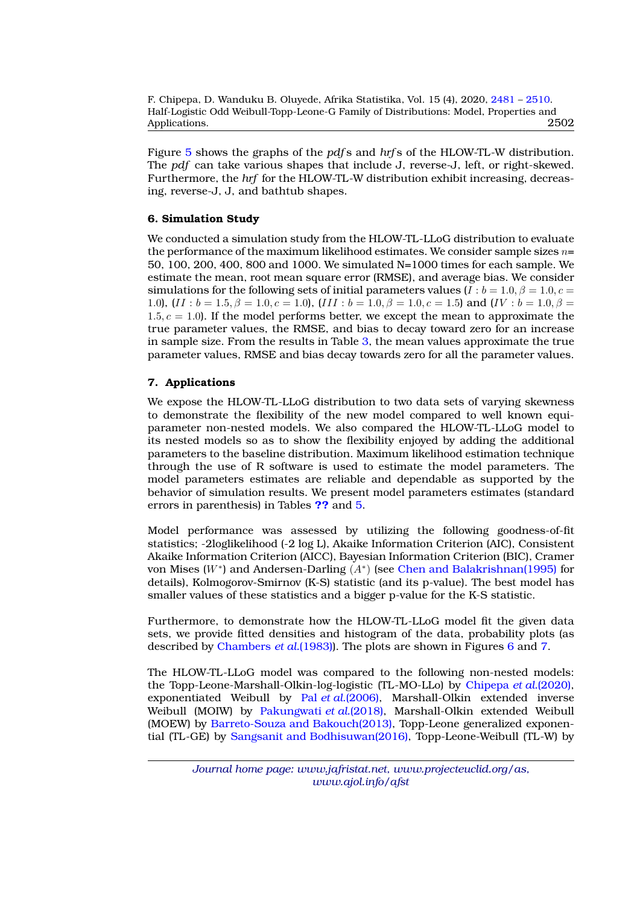Figure 5 shows the graphs of the *pdf*s and *hrf*s of the HLOW-TL-W distribution. The *pdf* can take various shapes that include J, reverse-J, left, or right-skewed. Furthermore, the *hrf* for the HLOW-TL-W distribution exhibit increasing, decreasing, reverse-J, J, and bathtub shapes.

## 6. Simulation Study

We conducted a simulation study from the HLOW-TL-LLoG distribution to evaluate the performance of the maximum likelihood estimates. We consider sample sizes $n$= 50, 100, 200, 400, 800 and 1000. We simulated N=1000 times for each sample. We estimate the mean, root mean square error (RMSE), and average bias. We consider simulations for the following sets of initial parameters values ($I: b = 1.0, \beta = 1.0, c = 1.0$), ($II: b = 1.5, \beta = 1.0, c = 1.0$), ($III: b = 1.0, \beta = 1.0, c = 1.5$) and ($IV: b = 1.0, \beta = 1.5, c = 1.0$). If the model performs better, we except the mean to approximate the true parameter values, the RMSE, and bias to decay toward zero for an increase in sample size. From the results in Table 3, the mean values approximate the true parameter values, RMSE and bias decay towards zero for all the parameter values.

## 7. Applications

We expose the HLOW-TL-LLoG distribution to two data sets of varying skewness to demonstrate the flexibility of the new model compared to well known equi-parameter non-nested models. We also compared the HLOW-TL-LLoG model to its nested models so as to show the flexibility enjoyed by adding the additional parameters to the baseline distribution. Maximum likelihood estimation technique through the use of R software is used to estimate the model parameters. The model parameters estimates are reliable and dependable as supported by the behavior of simulation results. We present model parameters estimates (standard errors in parenthesis) in Tables **??** and 5.

Model performance was assessed by utilizing the following goodness-of-fit statistics; -2loglikelihood (-2 log L), Akaike Information Criterion (AIC), Consistent Akaike Information Criterion (AICC), Bayesian Information Criterion (BIC), Cramer von Mises ($W^*$) and Andersen-Darling ($A^*$) (see Chen and Balakrishnan(1995) for details), Kolmogorov-Smirnov (K-S) statistic (and its p-value). The best model has smaller values of these statistics and a bigger p-value for the K-S statistic.

Furthermore, to demonstrate how the HLOW-TL-LLoG model fit the given data sets, we provide fitted densities and histogram of the data, probability plots (as described by Chambers *et al.*(1983)). The plots are shown in Figures 6 and 7.

The HLOW-TL-LLoG model was compared to the following non-nested models: the Topp-Leone-Marshall-Olkin-log-logistic (TL-MO-LLo) by Chipepa *et al.*(2020), exponentiated Weibull by Pal *et al.*(2006), Marshall-Olkin extended inverse Weibull (MOIW) by Pakungwati *et al.*(2018), Marshall-Olkin extended Weibull (MOEW) by Barreto-Souza and Bakouch(2013), Topp-Leone generalized exponential (TL-GE) by Sangsanit and Bodhisuwan(2016), Topp-Leone-Weibull (TL-W) by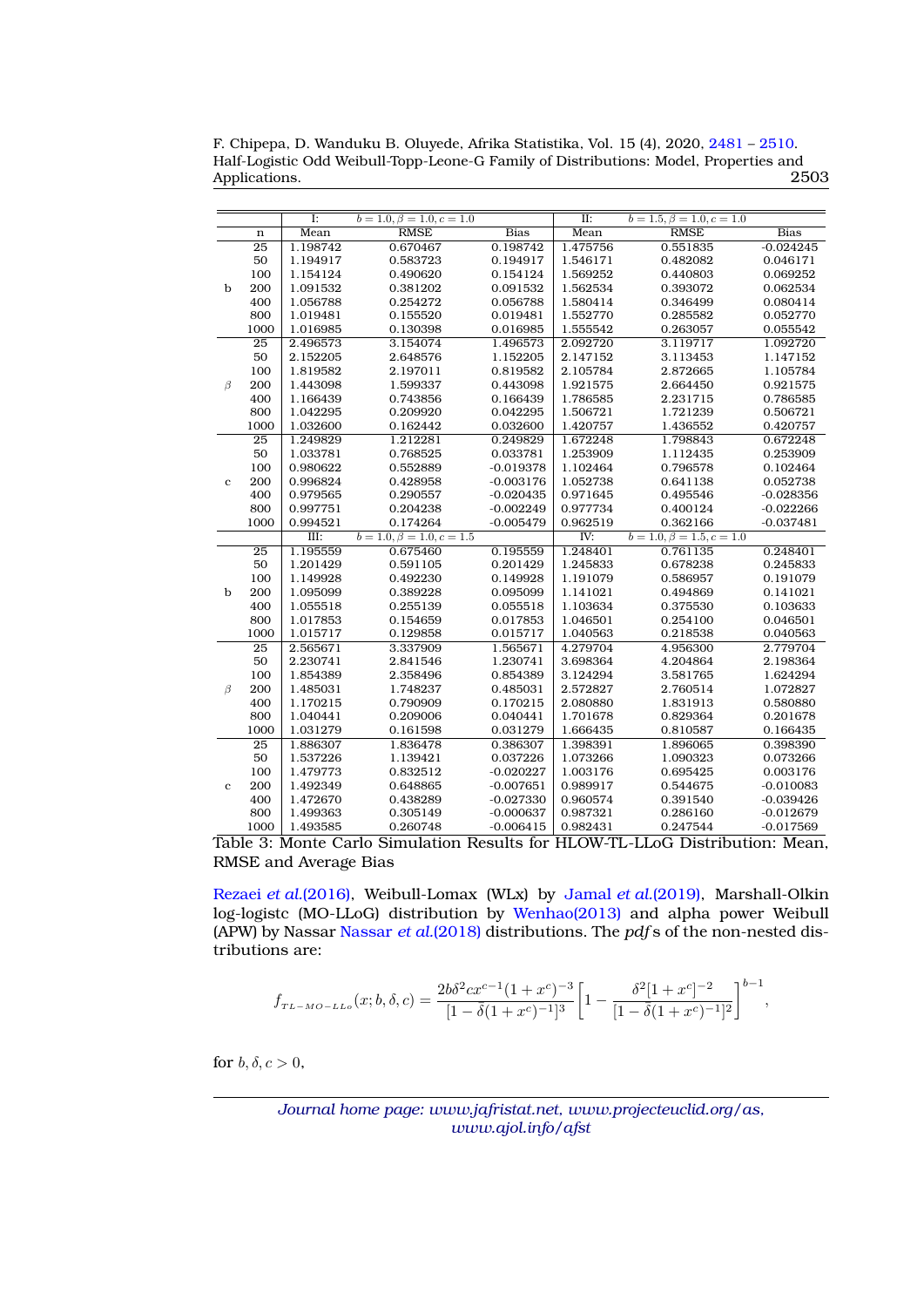|  |  | I: | $b=1.0, \beta=1.0, c=1.0$ |  | II: | $b=1.5, \beta=1.0, c=1.0$ |  |
|---|---|---|---|---|---|---|---|
|  | n | Mean | RMSE | Bias | Mean | RMSE | Bias |
| b | 25 | 1.198742 | 0.670467 | 0.198742 | 1.475756 | 0.551835 | -0.024245 |
|  | 50 | 1.194917 | 0.583723 | 0.194917 | 1.546171 | 0.482082 | 0.046171 |
|  | 100 | 1.154124 | 0.490620 | 0.154124 | 1.569252 | 0.440803 | 0.069252 |
|  | 200 | 1.091532 | 0.381202 | 0.091532 | 1.562534 | 0.393072 | 0.062534 |
|  | 400 | 1.056788 | 0.254272 | 0.056788 | 1.580414 | 0.346499 | 0.080414 |
|  | 800 | 1.019481 | 0.155520 | 0.019481 | 1.552770 | 0.285582 | 0.052770 |
|  | 1000 | 1.016985 | 0.130398 | 0.016985 | 1.555542 | 0.263057 | 0.055542 |
| $\beta$ | 25 | 2.496573 | 3.154074 | 1.496573 | 2.092720 | 3.119717 | 1.092720 |
|  | 50 | 2.152205 | 2.648576 | 1.152205 | 2.147152 | 3.113453 | 1.147152 |
|  | 100 | 1.819582 | 2.197011 | 0.819582 | 2.105784 | 2.872665 | 1.105784 |
|  | 200 | 1.443098 | 1.599337 | 0.443098 | 1.921575 | 2.664450 | 0.921575 |
|  | 400 | 1.166439 | 0.743856 | 0.166439 | 1.786585 | 2.231715 | 0.786585 |
|  | 800 | 1.042295 | 0.209920 | 0.042295 | 1.506721 | 1.721239 | 0.506721 |
|  | 1000 | 1.032600 | 0.162442 | 0.032600 | 1.420757 | 1.436552 | 0.420757 |
| c | 25 | 1.249829 | 1.212281 | 0.249829 | 1.672248 | 1.798843 | 0.672248 |
|  | 50 | 1.033781 | 0.768525 | 0.033781 | 1.253909 | 1.112435 | 0.253909 |
|  | 100 | 0.980622 | 0.552889 | -0.019378 | 1.102464 | 0.796578 | 0.102464 |
|  | 200 | 0.996824 | 0.428958 | -0.003176 | 1.052738 | 0.641138 | 0.052738 |
|  | 400 | 0.979565 | 0.290557 | -0.020435 | 0.971645 | 0.495546 | -0.028356 |
|  | 800 | 0.997751 | 0.204238 | -0.002249 | 0.977734 | 0.400124 | -0.022266 |
|  | 1000 | 0.994521 | 0.174264 | -0.005479 | 0.962519 | 0.362166 | -0.037481 |
|  |  | III: | $b=1.0, \beta=1.0, c=1.5$ |  | IV: | $b=1.0, \beta=1.5, c=1.0$ |  |
| b | 25 | 1.195559 | 0.675460 | 0.195559 | 1.248401 | 0.761135 | 0.248401 |
|  | 50 | 1.201429 | 0.591105 | 0.201429 | 1.245833 | 0.678238 | 0.245833 |
|  | 100 | 1.149928 | 0.492230 | 0.149928 | 1.191079 | 0.586957 | 0.191079 |
|  | 200 | 1.095099 | 0.389228 | 0.095099 | 1.141021 | 0.494869 | 0.141021 |
|  | 400 | 1.055518 | 0.255139 | 0.055518 | 1.103634 | 0.375530 | 0.103633 |
|  | 800 | 1.017853 | 0.154659 | 0.017853 | 1.046501 | 0.254100 | 0.046501 |
|  | 1000 | 1.015717 | 0.129858 | 0.015717 | 1.040563 | 0.218538 | 0.040563 |
| $\beta$ | 25 | 2.565671 | 3.337909 | 1.565671 | 4.279704 | 4.956300 | 2.779704 |
|  | 50 | 2.230741 | 2.841546 | 1.230741 | 3.698364 | 4.204864 | 2.198364 |
|  | 100 | 1.854389 | 2.358496 | 0.854389 | 3.124294 | 3.581765 | 1.624294 |
|  | 200 | 1.485031 | 1.748237 | 0.485031 | 2.572827 | 2.760514 | 1.072827 |
|  | 400 | 1.170215 | 0.790909 | 0.170215 | 2.080880 | 1.831913 | 0.580880 |
|  | 800 | 1.040441 | 0.209006 | 0.040441 | 1.701678 | 0.829364 | 0.201678 |
|  | 1000 | 1.031279 | 0.161598 | 0.031279 | 1.666435 | 0.810587 | 0.166435 |
| c | 25 | 1.886307 | 1.836478 | 0.386307 | 1.398391 | 1.896065 | 0.398390 |
|  | 50 | 1.537226 | 1.139421 | 0.037226 | 1.073266 | 1.090323 | 0.073266 |
|  | 100 | 1.479773 | 0.832512 | -0.020227 | 1.003176 | 0.695425 | 0.003176 |
|  | 200 | 1.492349 | 0.648865 | -0.007651 | 0.989917 | 0.544675 | -0.010083 |
|  | 400 | 1.472670 | 0.438289 | -0.027330 | 0.960574 | 0.391540 | -0.039426 |
|  | 800 | 1.499363 | 0.305149 | -0.000637 | 0.987321 | 0.286160 | -0.012679 |
|  | 1000 | 1.493585 | 0.260748 | -0.006415 | 0.982431 | 0.247544 | -0.017569 |

Table 3: Monte Carlo Simulation Results for HLOW-TL-LLoG Distribution: Mean, RMSE and Average Bias

Rezaei *et al.*(2016), Weibull-Lomax (WLx) by Jamal *et al.*(2019), Marshall-Olkin log-logistc (MO-LLoG) distribution by Wenhao(2013) and alpha power Weibull (APW) by Nassar Nassar *et al.*(2018) distributions. The *pdf* s of the non-nested distributions are:

$$f_{_{TL-MO-LLo}}(x;b,\delta,c)=\frac{2b\delta^2cx^{c-1}(1+x^c)^{-3}}{[1-\bar{\delta}(1+x^c)^{-1}]^3}\left[1-\frac{\delta^2[1+x^c]^{-2}}{[1-\bar{\delta}(1+x^c)^{-1}]^2}\right]^{b-1},$$

for $b,\delta,c>0$,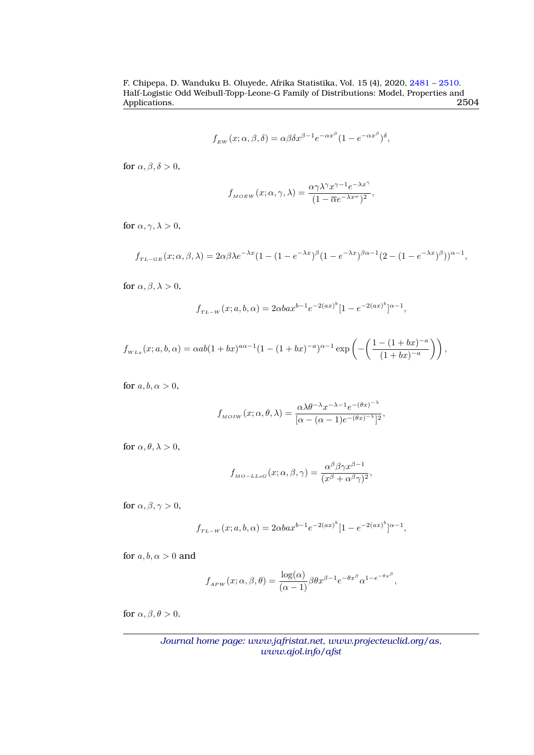$$f_{_{EW}}(x;\alpha,\beta,\delta)=\alpha\beta\delta x^{\beta-1}e^{-\alpha x^{\beta}}(1-e^{-\alpha x^{\beta}})^{\delta},$$

for $\alpha,\beta,\delta>0$,

$$f_{_{MOEW}}(x;\alpha,\gamma,\lambda)=\frac{\alpha\gamma\lambda^{\gamma}x^{\gamma-1}e^{-\lambda x^{\gamma}}}{(1-\overline{\alpha}e^{-\lambda x^{\omega}})^{2}},$$

for $\alpha,\gamma,\lambda>0$,

$$f_{_{TL-GE}}(x;\alpha,\beta,\lambda)=2\alpha\beta\lambda e^{-\lambda x}(1-(1-e^{-\lambda x})^{\beta}(1-e^{-\lambda x})^{\beta\alpha-1}(2-(1-e^{-\lambda x})^{\beta}))^{\alpha-1},$$

for $\alpha,\beta,\lambda>0$,

$$f_{_{TL-W}}(x;a,b,\alpha)=2\alpha bax^{b-1}e^{-2(ax)^{b}}[1-e^{-2(ax)^{b}}]^{\alpha-1},$$

$$f_{_{WLx}}(x;a,b,\alpha)=\alpha ab(1+bx)^{a\alpha-1}(1-(1+bx)^{-a})^{\alpha-1}\exp\left(-\left(\frac{1-(1+bx)^{-a}}{(1+bx)^{-a}}\right)\right),$$

for $a,b,\alpha>0$,

$$f_{_{MOIW}}(x;\alpha,\theta,\lambda)=\frac{\alpha\lambda\theta^{-\lambda}x^{-\lambda-1}e^{-(\theta x)^{-\lambda}}}{[\alpha-(\alpha-1)e^{-(\theta x)^{-\lambda}}]^{2}},$$

for $\alpha,\theta,\lambda>0$,

$$f_{_{MO-LLoG}}(x;\alpha,\beta,\gamma)=\frac{\alpha^{\beta}\beta\gamma x^{\beta-1}}{(x^{\beta}+\alpha^{\beta}\gamma)^{2}},$$

for $\alpha,\beta,\gamma>0$,

$$f_{_{TL-W}}(x;a,b,\alpha)=2\alpha bax^{b-1}e^{-2(ax)^{b}}[1-e^{-2(ax)^{b}}]^{\alpha-1},$$

for $a,b,\alpha>0$ and

$$f_{_{APW}}(x;\alpha,\beta,\theta)=\frac{\log(\alpha)}{(\alpha-1)}\beta\theta x^{\beta-1}e^{-\theta x^{\beta}}\alpha^{1-e^{-\theta x^{\beta}}},$$

for $\alpha,\beta,\theta>0$.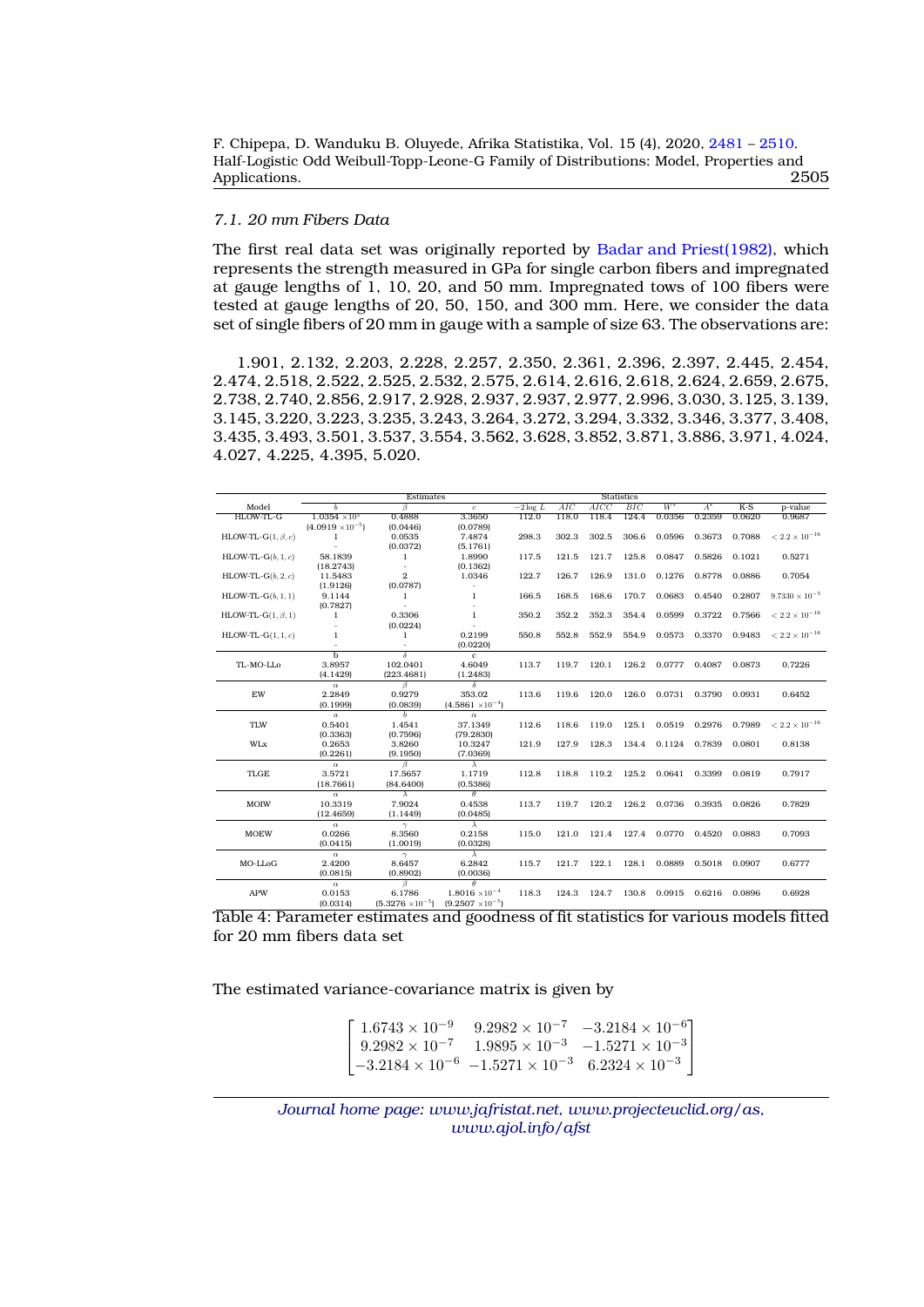### 7.1. 20 mm Fibers Data

The first real data set was originally reported by Badar and Priest(1982), which represents the strength measured in GPa for single carbon fibers and impregnated at gauge lengths of 1, 10, 20, and 50 mm. Impregnated tows of 100 fibers were tested at gauge lengths of 20, 50, 150, and 300 mm. Here, we consider the data set of single fibers of 20 mm in gauge with a sample of size 63. The observations are:

1.901, 2.132, 2.203, 2.228, 2.257, 2.350, 2.361, 2.396, 2.397, 2.445, 2.454, 2.474, 2.518, 2.522, 2.525, 2.532, 2.575, 2.614, 2.616, 2.618, 2.624, 2.659, 2.675, 2.738, 2.740, 2.856, 2.917, 2.928, 2.937, 2.937, 2.977, 2.996, 3.030, 3.125, 3.139, 3.145, 3.220, 3.223, 3.235, 3.243, 3.264, 3.272, 3.294, 3.332, 3.346, 3.377, 3.408, 3.435, 3.493, 3.501, 3.537, 3.554, 3.562, 3.628, 3.852, 3.871, 3.886, 3.971, 4.024, 4.027, 4.225, 4.395, 5.020.

| | Estimates | | | Statistics | | | | | | | |
|---|---|---|---|---|---|---|---|---|---|---|---|
| Model | $b$ | $\beta$ | $c$ | $-2\log L$ | $AIC$ | $AICC$ | $BIC$ | $W^*$ | $A^*$ | K-S | p-value |
| HLOW-TL-G | $1.0354\times10^{5}$ | 0.4888 | 3.3650 | 112.0 | 118.0 | 118.4 | 124.4 | 0.0356 | 0.2359 | 0.0620 | 0.9687 |
| | $(4.0919\times10^{-5})$ | (0.0446) | (0.0789) | | | | | | | | |
| HLOW-TL-G$(1,\beta,c)$ | 1 | 0.0535 | 7.4874 | 298.3 | 302.3 | 302.5 | 306.6 | 0.0596 | 0.3673 | 0.7088 | $<2.2\times10^{-16}$ |
| | - | (0.0372) | (5.1761) | | | | | | | | |
| HLOW-TL-G$(b,1,c)$ | 58.1839 | 1 | 1.8990 | 117.5 | 121.5 | 121.7 | 125.8 | 0.0847 | 0.5826 | 0.1021 | 0.5271 |
| | (18.2743) | - | (0.1362) | | | | | | | | |
| HLOW-TL-G$(b,2,c)$ | 11.5483 | 2 | 1.0346 | 122.7 | 126.7 | 126.9 | 131.0 | 0.1276 | 0.8778 | 0.0886 | 0.7054 |
| | (1.9126) | (0.0787) | - | | | | | | | | |
| HLOW-TL-G$(b,1,1)$ | 9.1144 | 1 | 1 | 166.5 | 168.5 | 168.6 | 170.7 | 0.0683 | 0.4540 | 0.2807 | $9.7330\times10^{-5}$ |
| | (0.7827) | - | - | | | | | | | | |
| HLOW-TL-G$(1,\beta,1)$ | 1 | 0.3306 | 1 | 350.2 | 352.2 | 352.3 | 354.4 | 0.0599 | 0.3722 | 0.7566 | $<2.2\times10^{-16}$ |
| | - | (0.0224) | - | | | | | | | | |
| HLOW-TL-G$(1,1,c)$ | 1 | 1 | 0.2199 | 550.8 | 552.8 | 552.9 | 554.9 | 0.0573 | 0.3370 | 0.9483 | $<2.2\times10^{-16}$ |
| | - | - | (0.0220) | | | | | | | | |
| | b | $\delta$ | c | | | | | | | | |
| TL-MO-LLo | 3.8957 | 102.0401 | 4.6049 | 113.7 | 119.7 | 120.1 | 126.2 | 0.0777 | 0.4087 | 0.0873 | 0.7226 |
| | (4.1429) | (223.4681) | (1.2483) | | | | | | | | |
| | $\alpha$ | $\beta$ | $\delta$ | | | | | | | | |
| EW | 2.2849 | 0.9279 | 353.02 | 113.6 | 119.6 | 120.0 | 126.0 | 0.0731 | 0.3790 | 0.0931 | 0.6452 |
| | (0.1999) | (0.0839) | $(4.5861\times10^{-4})$ | | | | | | | | |
| | $a$ | $b$ | $\alpha$ | | | | | | | | |
| TLW | 0.5401 | 1.4541 | 37.1349 | 112.6 | 118.6 | 119.0 | 125.1 | 0.0519 | 0.2976 | 0.7989 | $<2.2\times10^{-16}$ |
| | (0.3363) | (0.7596) | (79.2830) | | | | | | | | |
| WLx | 0.2653 | 3.8260 | 10.3247 | 121.9 | 127.9 | 128.3 | 134.4 | 0.1124 | 0.7839 | 0.0801 | 0.8138 |
| | (0.2261) | (9.1950) | (7.0369) | | | | | | | | |
| | $\alpha$ | $\beta$ | $\lambda$ | | | | | | | | |
| TLGE | 3.5721 | 17.5657 | 1.1719 | 112.8 | 118.8 | 119.2 | 125.2 | 0.0641 | 0.3399 | 0.0819 | 0.7917 |
| | (18.7661) | (84.6400) | (0.5386) | | | | | | | | |
| | $\alpha$ | $\lambda$ | $\theta$ | | | | | | | | |
| MOIW | 10.3319 | 7.9024 | 0.4538 | 113.7 | 119.7 | 120.2 | 126.2 | 0.0736 | 0.3935 | 0.0826 | 0.7829 |
| | (12.4659) | (1.1449) | (0.0485) | | | | | | | | |
| | $\alpha$ | $\gamma$ | $\lambda$ | | | | | | | | |
| MOEW | 0.0266 | 8.3560 | 0.2158 | 115.0 | 121.0 | 121.4 | 127.4 | 0.0770 | 0.4520 | 0.0883 | 0.7093 |
| | (0.0415) | (1.0019) | (0.0328) | | | | | | | | |
| | $\alpha$ | $\gamma$ | $\lambda$ | | | | | | | | |
| MO-LLoG | 2.4200 | 8.6457 | 6.2842 | 115.7 | 121.7 | 122.1 | 128.1 | 0.0889 | 0.5018 | 0.0907 | 0.6777 |
| | (0.0815) | (0.8902) | (0.0036) | | | | | | | | |
| | $\alpha$ | $\beta$ | $\theta$ | | | | | | | | |
| APW | 0.0153 | 6.1786 | $1.8016\times10^{-4}$ | 118.3 | 124.3 | 124.7 | 130.8 | 0.0915 | 0.6216 | 0.0896 | 0.6928 |
| | (0.0314) | $(5.3276\times10^{-5})$ | $(9.2507\times10^{-5})$ | | | | | | | | |

Table 4: Parameter estimates and goodness of fit statistics for various models fitted for 20 mm fibers data set

The estimated variance-covariance matrix is given by

$$\begin{bmatrix} 1.6743\times10^{-9} & 9.2982\times10^{-7} & -3.2184\times10^{-6} \\ 9.2982\times10^{-7} & 1.9895\times10^{-3} & -1.5271\times10^{-3} \\ -3.2184\times10^{-6} & -1.5271\times10^{-3} & 6.2324\times10^{-3} \end{bmatrix}$$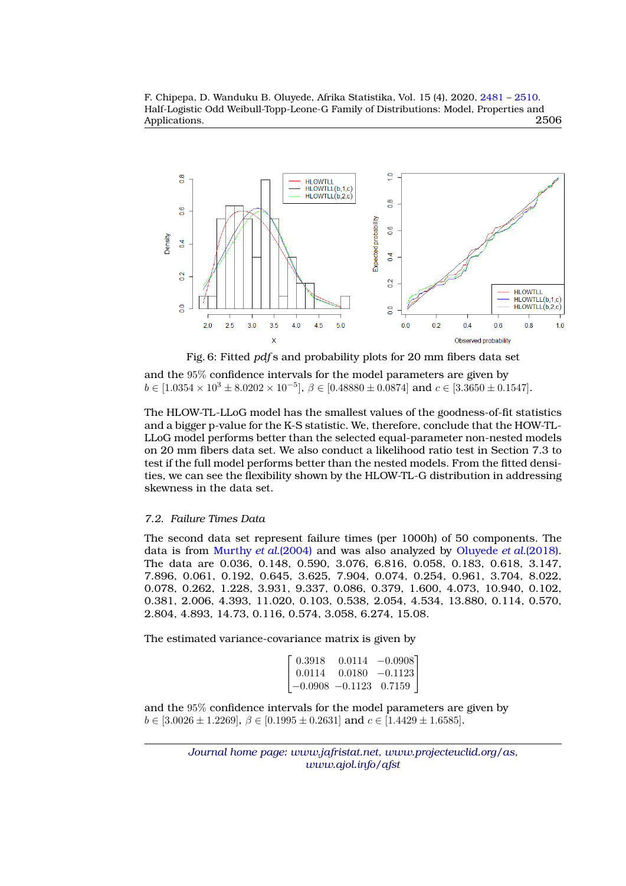Fig. 6: Fitted *pdf*s and probability plots for 20 mm fibers data set

and the 95% confidence intervals for the model parameters are given by $b \in [1.0354 \times 10^3 \pm 8.0202 \times 10^{-5}]$, $\beta \in [0.48880 \pm 0.0874]$ and $c \in [3.3650 \pm 0.1547]$.

The HLOW-TL-LLoG model has the smallest values of the goodness-of-fit statistics and a bigger p-value for the K-S statistic. We, therefore, conclude that the HOW-TL-LLoG model performs better than the selected equal-parameter non-nested models on 20 mm fibers data set. We also conduct a likelihood ratio test in Section 7.3 to test if the full model performs better than the nested models. From the fitted densities, we can see the flexibility shown by the HLOW-TL-G distribution in addressing skewness in the data set.

### *7.2. Failure Times Data*

The second data set represent failure times (per 1000h) of 50 components. The data is from Murthy *et al.*(2004) and was also analyzed by Oluyede *et al.*(2018). The data are 0.036, 0.148, 0.590, 3.076, 6.816, 0.058, 0.183, 0.618, 3.147, 7.896, 0.061, 0.192, 0.645, 3.625, 7.904, 0.074, 0.254, 0.961, 3.704, 8.022, 0.078, 0.262, 1.228, 3.931, 9.337, 0.086, 0.379, 1.600, 4.073, 10.940, 0.102, 0.381, 2.006, 4.393, 11.020, 0.103, 0.538, 2.054, 4.534, 13.880, 0.114, 0.570, 2.804, 4.893, 14.73, 0.116, 0.574, 3.058, 6.274, 15.08.

The estimated variance-covariance matrix is given by

$$\begin{bmatrix} 0.3918 & 0.0114 & -0.0908 \\ 0.0114 & 0.0180 & -0.1123 \\ -0.0908 & -0.1123 & 0.7159 \end{bmatrix}$$

and the 95% confidence intervals for the model parameters are given by $b \in [3.0026 \pm 1.2269]$, $\beta \in [0.1995 \pm 0.2631]$ and $c \in [1.4429 \pm 1.6585]$.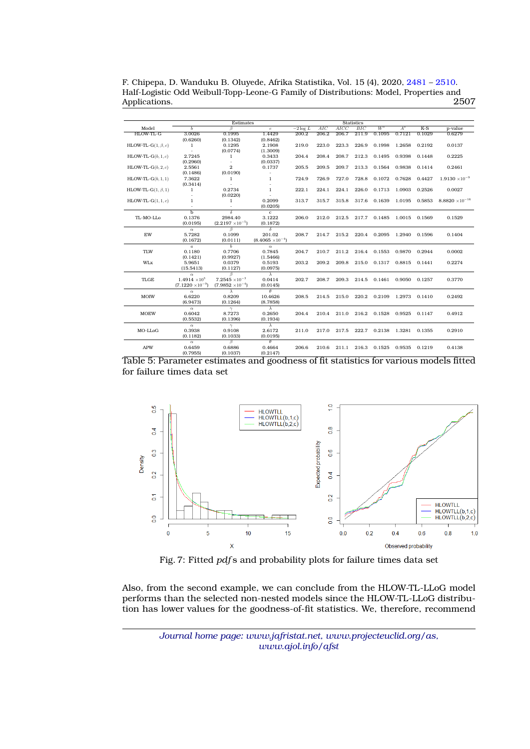| Model | Estimates | | | Statistics | | | | | | | |
|---|---|---|---|---|---|---|---|---|---|---|---|
| | $b$ | $\beta$ | $c$ | $-2\log L$ | $AIC$ | $AICC$ | $BIC$ | $W^*$ | $A^*$ | K-S | p-value |
| HLOW-TL-G | 3.0026 | 0.1995 | 1.4429 | 200.2 | 206.2 | 206.7 | 211.9 | 0.1095 | 0.7121 | 0.1029 | 0.6279 |
| | (0.6260) | (0.1342) | (0.8462) | | | | | | | | |
| HLOW-TL-G$(1,\beta,c)$ | 1 | 0.1295 | 2.1908 | 219.0 | 223.0 | 223.3 | 226.9 | 0.1998 | 1.2658 | 0.2192 | 0.0137 |
| | - | (0.0774) | (1.3009) | | | | | | | | |
| HLOW-TL-G$(b,1,c)$ | 2.7245 | 1 | 0.3433 | 204.4 | 208.4 | 208.7 | 212.3 | 0.1495 | 0.9398 | 0.1448 | 0.2225 |
| | (0.2960) | - | (0.0337) | | | | | | | | |
| HLOW-TL-G$(b,2,c)$ | 2.5561 | 2 | 0.1737 | 205.5 | 209.5 | 209.7 | 213.3 | 0.1564 | 0.9838 | 0.1414 | 0.2461 |
| | (0.1486) | (0.0190) | - | | | | | | | | |
| HLOW-TL-G$(b,1,1)$ | 7.3622 | 1 | 1 | 724.9 | 726.9 | 727.0 | 728.8 | 0.1072 | 0.7628 | 0.4427 | $1.9130\times10^{-9}$ |
| | (0.3414) | - | - | | | | | | | | |
| HLOW-TL-G$(1,\beta,1)$ | 1 | 0.2734 | 1 | 222.1 | 224.1 | 224.1 | 226.0 | 0.1713 | 1.0903 | 0.2526 | 0.0027 |
| | - | (0.0220) | - | | | | | | | | |
| HLOW-TL-G$(1,1,c)$ | 1 | 1 | 0.2099 | 313.7 | 315.7 | 315.8 | 317.6 | 0.1639 | 1.0195 | 0.5853 | $8.8820\times10^{-16}$ |
| | - | - | (0.0205) | | | | | | | | |
| | b | $\delta$ | c | | | | | | | | |
| TL-MO-LLo | 0.1376 | 2984.40 | 3.1222 | 206.0 | 212.0 | 212.5 | 217.7 | 0.1485 | 1.0015 | 0.1569 | 0.1529 |
| | (0.0195) | $(2.2197\times10^{-5})$ | (0.1872) | | | | | | | | |
| | $\alpha$ | $\beta$ | $\delta$ | | | | | | | | |
| EW | 5.7282 | 0.1099 | 201.02 | 208.7 | 214.7 | 215.2 | 220.4 | 0.2095 | 1.2940 | 0.1596 | 0.1404 |
| | (0.1672) | (0.0111) | $(8.4065\times10^{-4})$ | | | | | | | | |
| | $a$ | $b$ | $\alpha$ | | | | | | | | |
| TLW | 0.1180 | 0.7706 | 0.7845 | 204.7 | 210.7 | 211.2 | 216.4 | 0.1553 | 0.9870 | 0.2944 | 0.0002 |
| | (0.1421) | (0.9927) | (1.5466) | | | | | | | | |
| WLx | 5.9651 | 0.0379 | 0.5193 | 203.2 | 209.2 | 209.8 | 215.0 | 0.1317 | 0.8815 | 0.1441 | 0.2274 |
| | (15.5413) | (0.1127) | (0.0975) | | | | | | | | |
| | $\alpha$ | $\beta$ | $\lambda$ | | | | | | | | |
| TLGE | $1.4914\times10^{3}$ | $7.2545\times10^{-3}$ | 0.0414 | 202.7 | 208.7 | 209.3 | 214.5 | 0.1461 | 0.9050 | 0.1257 | 0.3770 |
| | $(7.1220\times10^{-9})$ | $(7.9852\times10^{-4})$ | (0.0145) | | | | | | | | |
| | $\alpha$ | $\lambda$ | $\theta$ | | | | | | | | |
| MOIW | 6.6220 | 0.8209 | 10.4626 | 208.5 | 214.5 | 215.0 | 220.2 | 0.2109 | 1.2973 | 0.1410 | 0.2492 |
| | (6.9473) | (0.1264) | (8.7858) | | | | | | | | |
| | $\alpha$ | $\gamma$ | $\lambda$ | | | | | | | | |
| MOEW | 0.6042 | 8.7273 | 0.2650 | 204.4 | 210.4 | 211.0 | 216.2 | 0.1528 | 0.9525 | 0.1147 | 0.4912 |
| | (0.5532) | (0.1396) | (0.1934) | | | | | | | | |
| | $\alpha$ | $\gamma$ | $\lambda$ | | | | | | | | |
| MO-LLoG | 0.3938 | 0.9108 | 2.6172 | 211.0 | 217.0 | 217.5 | 222.7 | 0.2138 | 1.3281 | 0.1355 | 0.2910 |
| | (0.1182) | (0.1033) | (0.0195) | | | | | | | | |
| | $\alpha$ | $\beta$ | $\theta$ | | | | | | | | |
| APW | 0.6459 | 0.6886 | 0.4664 | 206.6 | 210.6 | 211.1 | 216.3 | 0.1525 | 0.9535 | 0.1219 | 0.4138 |
| | (0.7955) | (0.1037) | (0.2147) | | | | | | | | |

Table 5: Parameter estimates and goodness of fit statistics for various models fitted for failure times data set

Fig. 7: Fitted *pdf*s and probability plots for failure times data set

Also, from the second example, we can conclude from the HLOW-TL-LLoG model performs than the selected non-nested models since the HLOW-TL-LLoG distribution has lower values for the goodness-of-fit statistics. We, therefore, recommend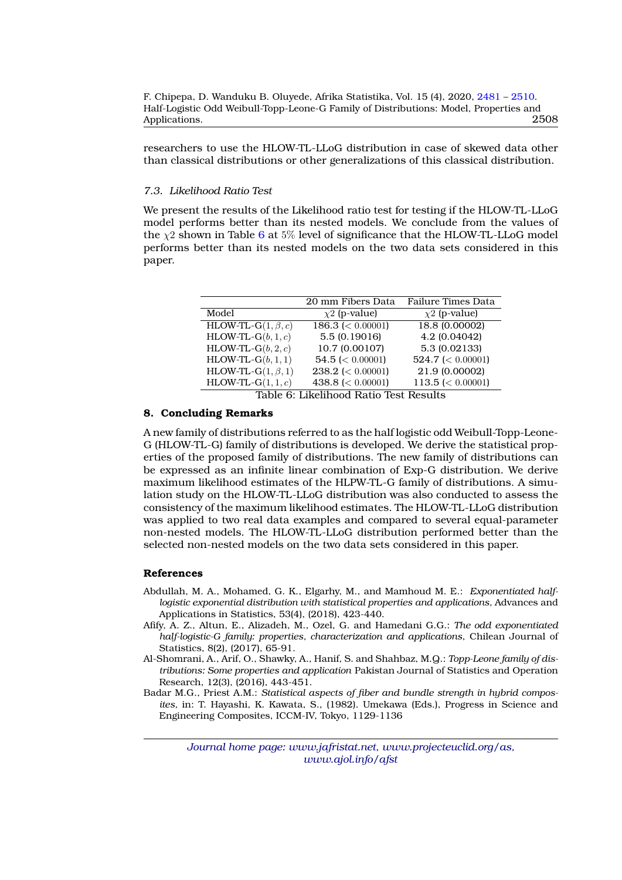researchers to use the HLOW-TL-LLoG distribution in case of skewed data other than classical distributions or other generalizations of this classical distribution.

### 7.3. Likelihood Ratio Test

We present the results of the Likelihood ratio test for testing if the HLOW-TL-LLoG model performs better than its nested models. We conclude from the values of the $\chi 2$ shown in Table 6 at 5% level of significance that the HLOW-TL-LLoG model performs better than its nested models on the two data sets considered in this paper.

| | 20 mm Fibers Data | Failure Times Data |
|---|---|---|
| Model | $\chi 2$ (p-value) | $\chi 2$ (p-value) |
| HLOW-TL-G$(1, \beta, c)$ | 186.3 ($< 0.00001$) | 18.8 (0.00002) |
| HLOW-TL-G$(b, 1, c)$ | 5.5 (0.19016) | 4.2 (0.04042) |
| HLOW-TL-G$(b, 2, c)$ | 10.7 (0.00107) | 5.3 (0.02133) |
| HLOW-TL-G$(b, 1, 1)$ | 54.5 ($< 0.00001$) | 524.7 ($< 0.00001$) |
| HLOW-TL-G$(1, \beta, 1)$ | 238.2 ($< 0.00001$) | 21.9 (0.00002) |
| HLOW-TL-G$(1, 1, c)$ | 438.8 ($< 0.00001$) | 113.5 ($< 0.00001$) |

Table 6: Likelihood Ratio Test Results

## 8. Concluding Remarks

A new family of distributions referred to as the half logistic odd Weibull-Topp-Leone-G (HLOW-TL-G) family of distributions is developed. We derive the statistical properties of the proposed family of distributions. The new family of distributions can be expressed as an infinite linear combination of Exp-G distribution. We derive maximum likelihood estimates of the HLPW-TL-G family of distributions. A simulation study on the HLOW-TL-LLoG distribution was also conducted to assess the consistency of the maximum likelihood estimates. The HLOW-TL-LLoG distribution was applied to two real data examples and compared to several equal-parameter non-nested models. The HLOW-TL-LLoG distribution performed better than the selected non-nested models on the two data sets considered in this paper.

## References

Abdullah, M. A., Mohamed, G. K., Elgarhy, M., and Mamhoud M. E.: *Exponentiated half-logistic exponential distribution with statistical properties and applications,* Advances and Applications in Statistics, 53(4), (2018), 423-440.

Afify, A. Z., Altun, E., Alizadeh, M., Ozel, G. and Hamedani G.G.: *The odd exponentiated half-logistic-G family: properties, characterization and applications*, Chilean Journal of Statistics, 8(2), (2017), 65-91.

Al-Shomrani, A., Arif, O., Shawky, A., Hanif, S. and Shahbaz, M.Q.: *Topp-Leone family of distributions: Some properties and application* Pakistan Journal of Statistics and Operation Research, 12(3), (2016), 443-451.

Badar M.G., Priest A.M.: *Statistical aspects of fiber and bundle strength in hybrid composites,* in: T. Hayashi, K. Kawata, S., (1982). Umekawa (Eds.), Progress in Science and Engineering Composites, ICCM-IV, Tokyo, 1129-1136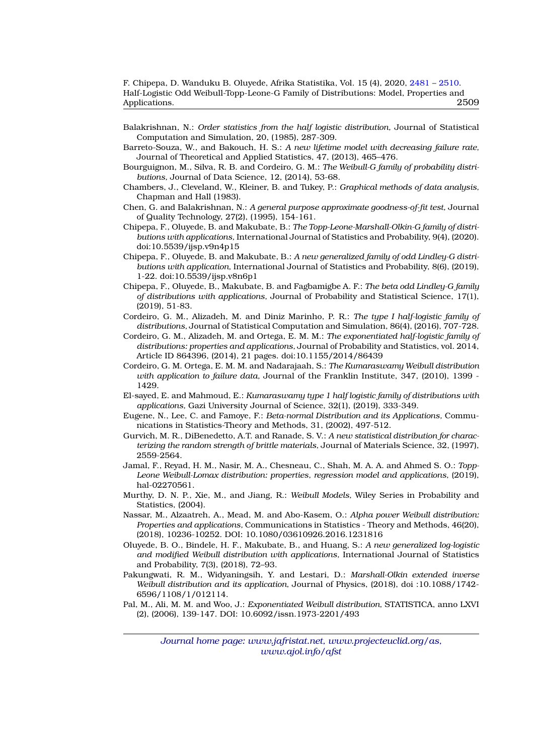Balakrishnan, N.: *Order statistics from the half logistic distribution,* Journal of Statistical Computation and Simulation, 20, (1985), 287-309.

Barreto-Souza, W., and Bakouch, H. S.: *A new lifetime model with decreasing failure rate,* Journal of Theoretical and Applied Statistics, 47, (2013), 465–476.

Bourguignon, M., Silva, R. B. and Cordeiro, G. M.: *The Weibull-G family of probability distributions,* Journal of Data Science, 12, (2014), 53-68.

Chambers, J., Cleveland, W., Kleiner, B. and Tukey, P.: *Graphical methods of data analysis,* Chapman and Hall (1983).

Chen, G. and Balakrishnan, N.: *A general purpose approximate goodness-of-fit test,* Journal of Quality Technology, 27(2), (1995), 154-161.

Chipepa, F., Oluyede, B. and Makubate, B.: *The Topp-Leone-Marshall-Olkin-G family of distributions with applications,* International Journal of Statistics and Probability, 9(4), (2020). doi:10.5539/ijsp.v9n4p15

Chipepa, F., Oluyede, B. and Makubate, B.: *A new generalized family of odd Lindley-G distributions with application,* International Journal of Statistics and Probability, 8(6), (2019), 1-22. doi:10.5539/ijsp.v8n6p1

Chipepa, F., Oluyede, B., Makubate, B. and Fagbamigbe A. F.: *The beta odd Lindley-G family of distributions with applications,* Journal of Probability and Statistical Science, 17(1), (2019), 51-83.

Cordeiro, G. M., Alizadeh, M. and Diniz Marinho, P. R.: *The type I half-logistic family of distributions,* Journal of Statistical Computation and Simulation, 86(4), (2016), 707-728.

Cordeiro, G. M., Alizadeh, M. and Ortega, E. M. M.: *The exponentiated half-logistic family of distributions: properties and applications,* Journal of Probability and Statistics, vol. 2014, Article ID 864396, (2014), 21 pages. doi:10.1155/2014/86439

Cordeiro, G. M. Ortega, E. M. M. and Nadarajaah, S.: *The Kumaraswamy Weibull distribution with application to failure data,* Journal of the Franklin Institute, 347, (2010), 1399 - 1429.

El-sayed, E. and Mahmoud, E.: *Kumaraswamy type 1 half logistic family of distributions with applications,* Gazi University Journal of Science, 32(1), (2019), 333-349.

Eugene, N., Lee, C. and Famoye, F.: *Beta-normal Distribution and its Applications,* Communications in Statistics-Theory and Methods, 31, (2002), 497-512.

Gurvich, M. R., DiBenedetto, A.T. and Ranade, S. V.: *A new statistical distribution for characterizing the random strength of brittle materials,* Journal of Materials Science, 32, (1997), 2559-2564.

Jamal, F., Reyad, H. M., Nasir, M. A., Chesneau, C., Shah, M. A. A. and Ahmed S. O.: *Topp-Leone Weibull-Lomax distribution: properties, regression model and applications,* (2019), hal-02270561.

Murthy, D. N. P., Xie, M., and Jiang, R.: *Weibull Models,* Wiley Series in Probability and Statistics, (2004).

Nassar, M., Alzaatreh, A., Mead, M. and Abo-Kasem, O.: *Alpha power Weibull distribution: Properties and applications,* Communications in Statistics - Theory and Methods, 46(20), (2018), 10236-10252. DOI: 10.1080/03610926.2016.1231816

Oluyede, B. O., Bindele, H. F., Makubate, B., and Huang, S.: *A new generalized log-logistic and modified Weibull distribution with applications,* International Journal of Statistics and Probability, 7(3), (2018), 72–93.

Pakungwati, R. M., Widyaningsih, Y. and Lestari, D.: *Marshall-Olkin extended inverse Weibull distribution and its application,* Journal of Physics, (2018), doi :10.1088/1742-6596/1108/1/012114.

Pal, M., Ali, M. M. and Woo, J.: *Exponentiated Weibull distribution,* STATISTICA, anno LXVI (2), (2006), 139-147. DOI: 10.6092/issn.1973-2201/493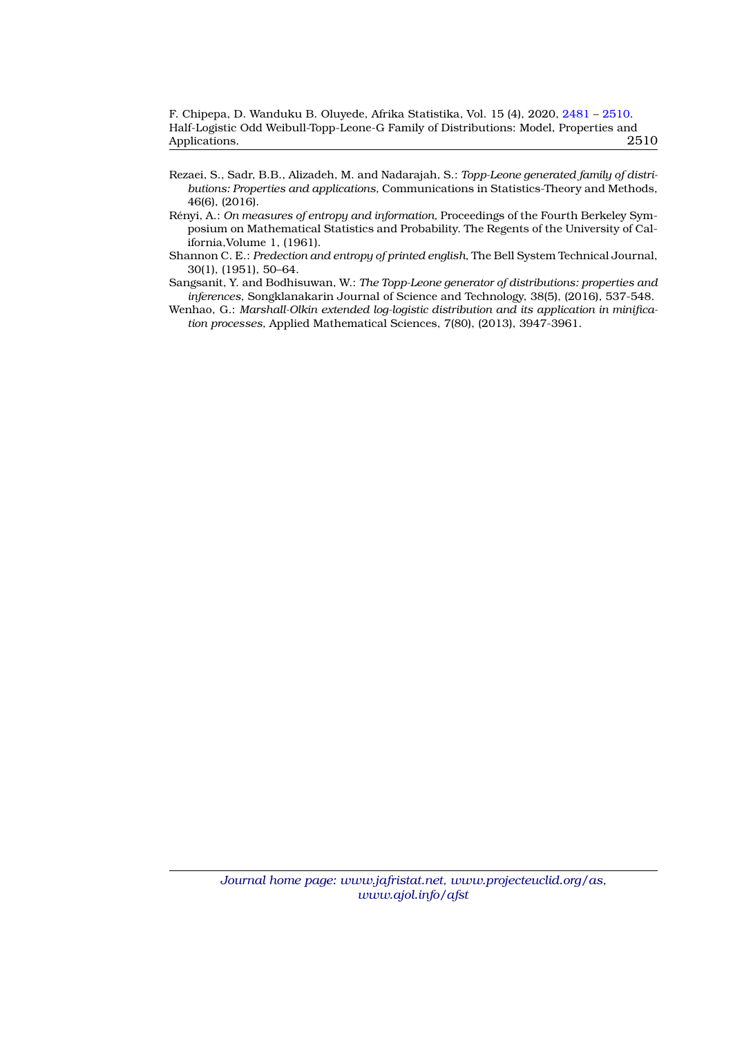Rezaei, S., Sadr, B.B., Alizadeh, M. and Nadarajah, S.: *Topp-Leone generated family of distributions: Properties and applications*, Communications in Statistics-Theory and Methods, 46(6), (2016).

Rényi, A.: *On measures of entropy and information*, Proceedings of the Fourth Berkeley Symposium on Mathematical Statistics and Probability. The Regents of the University of California,Volume 1, (1961).

Shannon C. E.: *Predection and entropy of printed english*, The Bell System Technical Journal, 30(1), (1951), 50–64.

Sangsanit, Y. and Bodhisuwan, W.: *The Topp-Leone generator of distributions: properties and inferences*, Songklanakarin Journal of Science and Technology, 38(5), (2016), 537-548.

Wenhao, G.: *Marshall-Olkin extended log-logistic distribution and its application in minification processes*, Applied Mathematical Sciences, 7(80), (2013), 3947-3961.